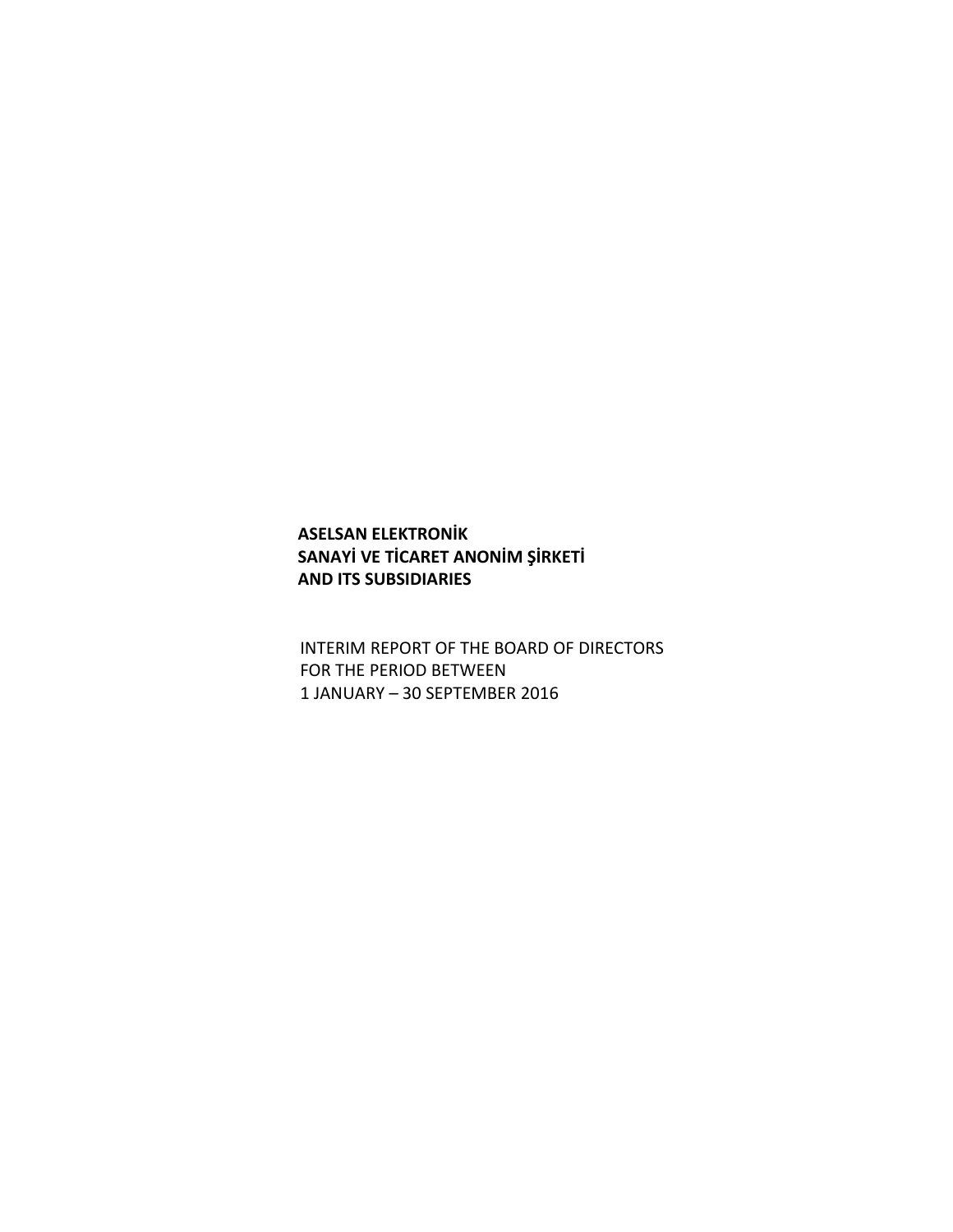**ASELSAN ELEKTRONİK**
**SANAYİ VE TİCARET ANONİM ŞİRKETİ**
**AND ITS SUBSIDIARIES**

INTERIM REPORT OF THE BOARD OF DIRECTORS
FOR THE PERIOD BETWEEN
1 JANUARY – 30 SEPTEMBER 2016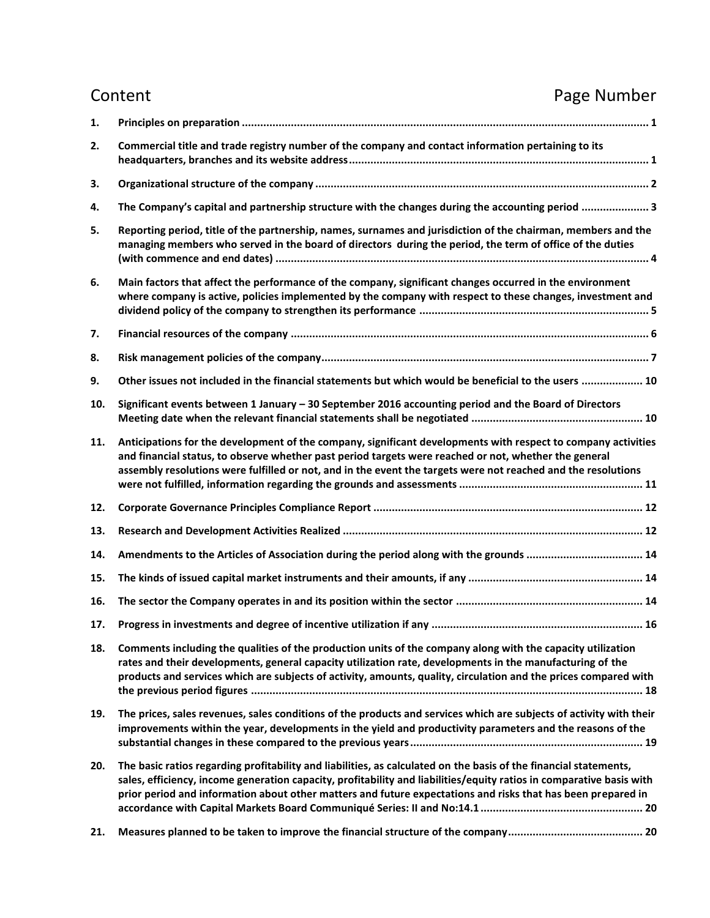# Content

| | Content | Page Number |
|---|---|---|
| 1. | **Principles on preparation** | 1 |
| 2. | **Commercial title and trade registry number of the company and contact information pertaining to its headquarters, branches and its website address** | 1 |
| 3. | **Organizational structure of the company** | 2 |
| 4. | **The Company's capital and partnership structure with the changes during the accounting period** | 3 |
| 5. | **Reporting period, title of the partnership, names, surnames and jurisdiction of the chairman, members and the managing members who served in the board of directors during the period, the term of office of the duties (with commence and end dates)** | 4 |
| 6. | **Main factors that affect the performance of the company, significant changes occurred in the environment where company is active, policies implemented by the company with respect to these changes, investment and dividend policy of the company to strengthen its performance** | 5 |
| 7. | **Financial resources of the company** | 6 |
| 8. | **Risk management policies of the company** | 7 |
| 9. | **Other issues not included in the financial statements but which would be beneficial to the users** | 10 |
| 10. | **Significant events between 1 January – 30 September 2016 accounting period and the Board of Directors Meeting date when the relevant financial statements shall be negotiated** | 10 |
| 11. | **Anticipations for the development of the company, significant developments with respect to company activities and financial status, to observe whether past period targets were reached or not, whether the general assembly resolutions were fulfilled or not, and in the event the targets were not reached and the resolutions were not fulfilled, information regarding the grounds and assessments** | 11 |
| 12. | **Corporate Governance Principles Compliance Report** | 12 |
| 13. | **Research and Development Activities Realized** | 12 |
| 14. | **Amendments to the Articles of Association during the period along with the grounds** | 14 |
| 15. | **The kinds of issued capital market instruments and their amounts, if any** | 14 |
| 16. | **The sector the Company operates in and its position within the sector** | 14 |
| 17. | **Progress in investments and degree of incentive utilization if any** | 16 |
| 18. | **Comments including the qualities of the production units of the company along with the capacity utilization rates and their developments, general capacity utilization rate, developments in the manufacturing of the products and services which are subjects of activity, amounts, quality, circulation and the prices compared with the previous period figures** | 18 |
| 19. | **The prices, sales revenues, sales conditions of the products and services which are subjects of activity with their improvements within the year, developments in the yield and productivity parameters and the reasons of the substantial changes in these compared to the previous years** | 19 |
| 20. | **The basic ratios regarding profitability and liabilities, as calculated on the basis of the financial statements, sales, efficiency, income generation capacity, profitability and liabilities/equity ratios in comparative basis with prior period and information about other matters and future expectations and risks that has been prepared in accordance with Capital Markets Board Communiqué Series: II and No:14.1** | 20 |
| 21. | **Measures planned to be taken to improve the financial structure of the company** | 20 |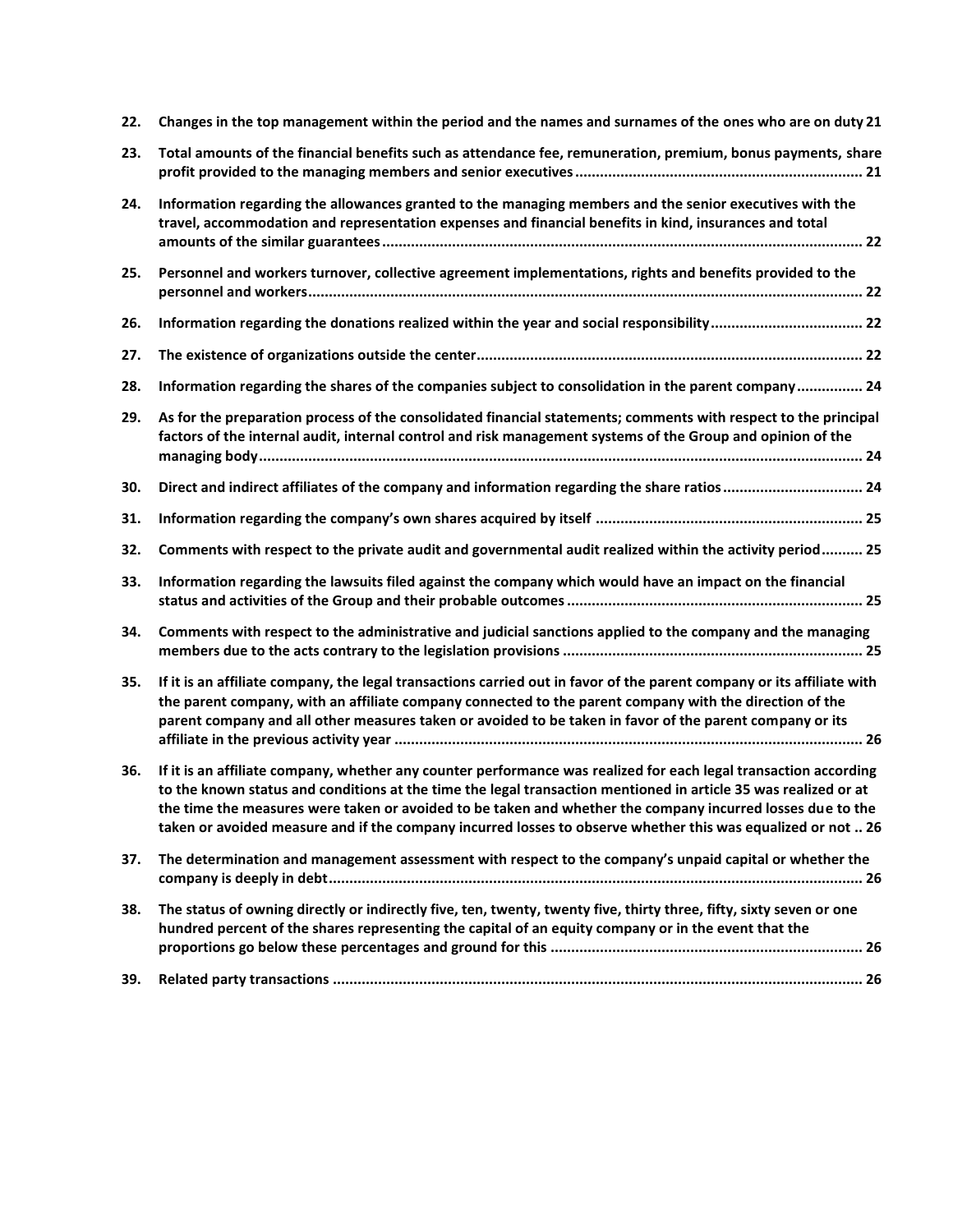22. **Changes in the top management within the period and the names and surnames of the ones who are on duty 21**
23. **Total amounts of the financial benefits such as attendance fee, remuneration, premium, bonus payments, share profit provided to the managing members and senior executives ..................................................................... 21**
24. **Information regarding the allowances granted to the managing members and the senior executives with the travel, accommodation and representation expenses and financial benefits in kind, insurances and total amounts of the similar guarantees ..................................................................................................................... 22**
25. **Personnel and workers turnover, collective agreement implementations, rights and benefits provided to the personnel and workers ...................................................................................................................................... 22**
26. **Information regarding the donations realized within the year and social responsibility ..................................... 22**
27. **The existence of organizations outside the center ............................................................................................. 22**
28. **Information regarding the shares of the companies subject to consolidation in the parent company ................ 24**
29. **As for the preparation process of the consolidated financial statements; comments with respect to the principal factors of the internal audit, internal control and risk management systems of the Group and opinion of the managing body ................................................................................................................................................. 24**
30. **Direct and indirect affiliates of the company and information regarding the share ratios .................................. 24**
31. **Information regarding the company's own shares acquired by itself ................................................................. 25**
32. **Comments with respect to the private audit and governmental audit realized within the activity period .......... 25**
33. **Information regarding the lawsuits filed against the company which would have an impact on the financial status and activities of the Group and their probable outcomes ........................................................................ 25**
34. **Comments with respect to the administrative and judicial sanctions applied to the company and the managing members due to the acts contrary to the legislation provisions ......................................................................... 25**
35. **If it is an affiliate company, the legal transactions carried out in favor of the parent company or its affiliate with the parent company, with an affiliate company connected to the parent company with the direction of the parent company and all other measures taken or avoided to be taken in favor of the parent company or its affiliate in the previous activity year .................................................................................................................. 26**
36. **If it is an affiliate company, whether any counter performance was realized for each legal transaction according to the known status and conditions at the time the legal transaction mentioned in article 35 was realized or at the time the measures were taken or avoided to be taken and whether the company incurred losses due to the taken or avoided measure and if the company incurred losses to observe whether this was equalized or not .. 26**
37. **The determination and management assessment with respect to the company's unpaid capital or whether the company is deeply in debt ................................................................................................................................. 26**
38. **The status of owning directly or indirectly five, ten, twenty, twenty five, thirty three, fifty, sixty seven or one hundred percent of the shares representing the capital of an equity company or in the event that the proportions go below these percentages and ground for this ............................................................................ 26**
39. **Related party transactions ................................................................................................................................ 26**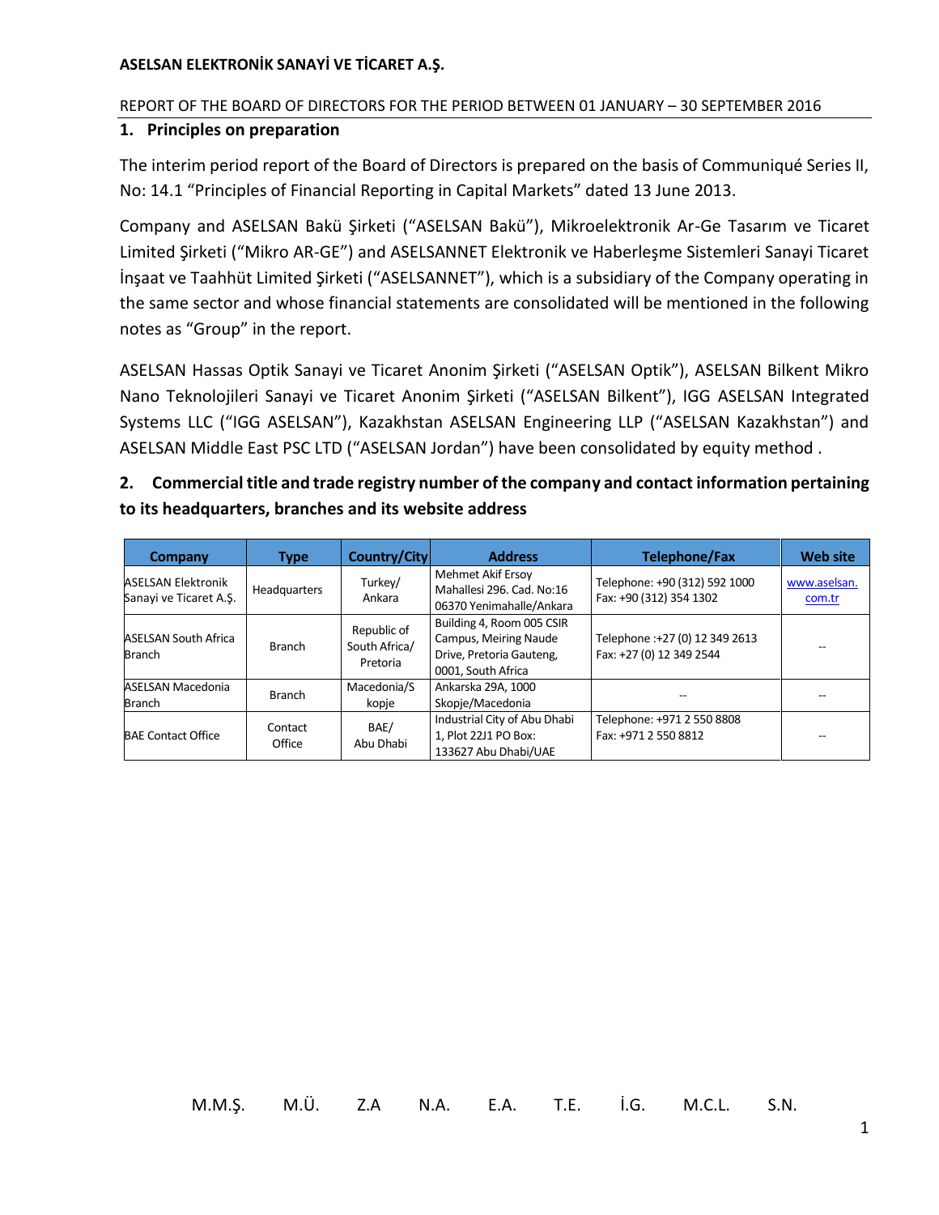## 1. Principles on preparation

The interim period report of the Board of Directors is prepared on the basis of Communiqué Series II, No: 14.1 "Principles of Financial Reporting in Capital Markets" dated 13 June 2013.

Company and ASELSAN Bakü Şirketi ("ASELSAN Bakü"), Mikroelektronik Ar-Ge Tasarım ve Ticaret Limited Şirketi ("Mikro AR-GE") and ASELSANNET Elektronik ve Haberleşme Sistemleri Sanayi Ticaret İnşaat ve Taahhüt Limited Şirketi ("ASELSANNET"), which is a subsidiary of the Company operating in the same sector and whose financial statements are consolidated will be mentioned in the following notes as "Group" in the report.

ASELSAN Hassas Optik Sanayi ve Ticaret Anonim Şirketi ("ASELSAN Optik"), ASELSAN Bilkent Mikro Nano Teknolojileri Sanayi ve Ticaret Anonim Şirketi ("ASELSAN Bilkent"), IGG ASELSAN Integrated Systems LLC ("IGG ASELSAN"), Kazakhstan ASELSAN Engineering LLP ("ASELSAN Kazakhstan") and ASELSAN Middle East PSC LTD ("ASELSAN Jordan") have been consolidated by equity method .

## 2. Commercial title and trade registry number of the company and contact information pertaining to its headquarters, branches and its website address

| Company | Type | Country/City | Address | Telephone/Fax | Web site |
|---|---|---|---|---|---|
| ASELSAN Elektronik Sanayi ve Ticaret A.Ş. | Headquarters | Turkey/ Ankara | Mehmet Akif Ersoy Mahallesi 296. Cad. No:16 06370 Yenimahalle/Ankara | Telephone: +90 (312) 592 1000 Fax: +90 (312) 354 1302 | www.aselsan.com.tr |
| ASELSAN South Africa Branch | Branch | Republic of South Africa/ Pretoria | Building 4, Room 005 CSIR Campus, Meiring Naude Drive, Pretoria Gauteng, 0001, South Africa | Telephone :+27 (0) 12 349 2613 Fax: +27 (0) 12 349 2544 | -- |
| ASELSAN Macedonia Branch | Branch | Macedonia/Skopje | Ankarska 29A, 1000 Skopje/Macedonia | -- | -- |
| BAE Contact Office | Contact Office | BAE/ Abu Dhabi | Industrial City of Abu Dhabi 1, Plot 22J1 PO Box: 133627 Abu Dhabi/UAE | Telephone: +971 2 550 8808 Fax: +971 2 550 8812 | -- |

M.M.Ş. M.Ü. Z.A N.A. E.A. T.E. İ.G. M.C.L. S.N.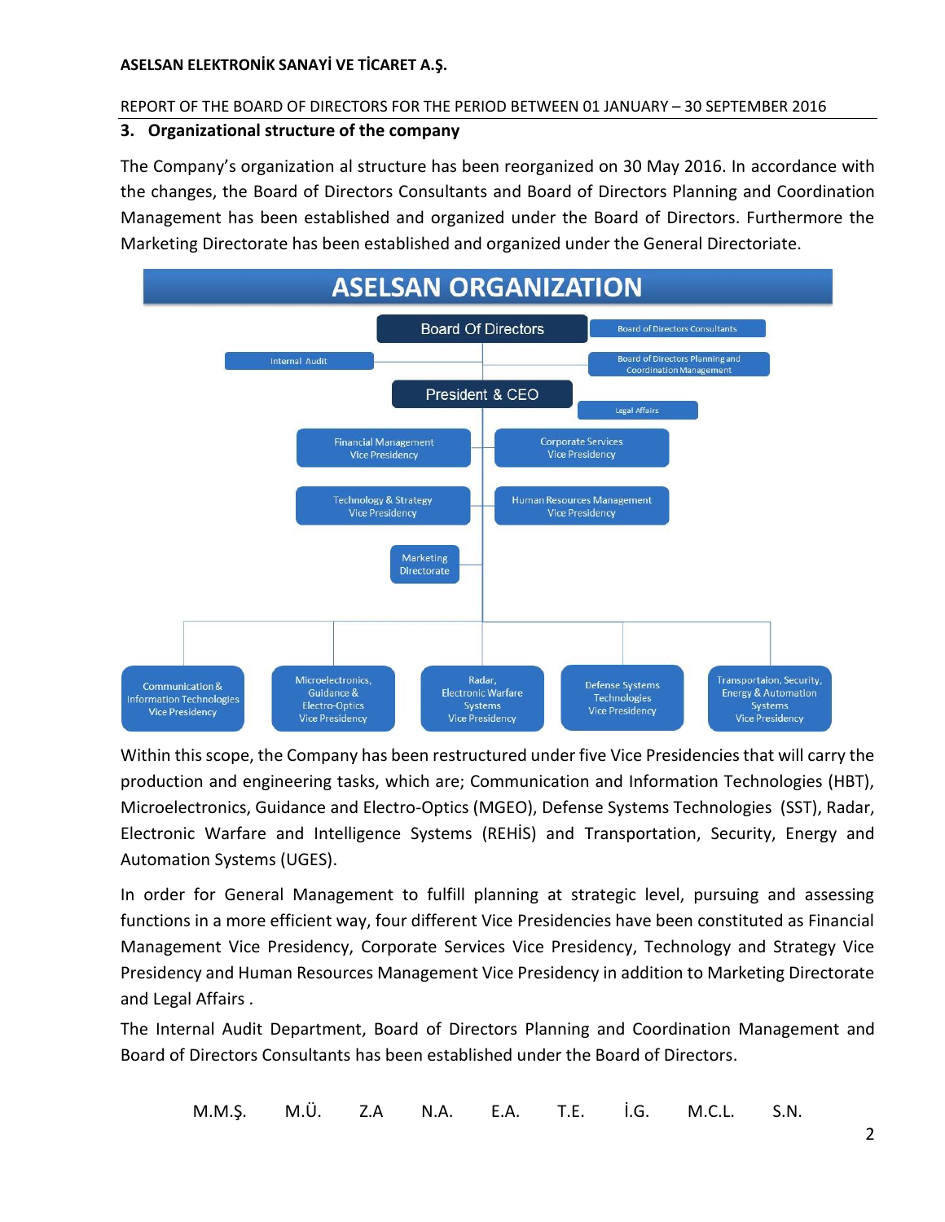## 3. Organizational structure of the company

The Company's organization al structure has been reorganized on 30 May 2016. In accordance with the changes, the Board of Directors Consultants and Board of Directors Planning and Coordination Management has been established and organized under the Board of Directors. Furthermore the Marketing Directorate has been established and organized under the General Directoriate.

**ASELSAN ORGANIZATION**

- Board Of Directors
  - Board of Directors Consultants
  - Internal Audit
  - Board of Directors Planning and Coordination Management
  - President & CEO
    - Legal Affairs
    - Financial Management Vice Presidency
    - Corporate Services Vice Presidency
    - Technology & Strategy Vice Presidency
    - Human Resources Management Vice Presidency
    - Marketing Directorate
    - Communication & Information Technologies Vice Presidency
    - Microelectronics, Guidance & Electro-Optics Vice Presidency
    - Radar, Electronic Warfare Systems Vice Presidency
    - Defense Systems Technologies Vice Presidency
    - Transportaion, Security, Energy & Automation Systems Vice Presidency

Within this scope, the Company has been restructured under five Vice Presidencies that will carry the production and engineering tasks, which are; Communication and Information Technologies (HBT), Microelectronics, Guidance and Electro-Optics (MGEO), Defense Systems Technologies (SST), Radar, Electronic Warfare and Intelligence Systems (REHİS) and Transportation, Security, Energy and Automation Systems (UGES).

In order for General Management to fulfill planning at strategic level, pursuing and assessing functions in a more efficient way, four different Vice Presidencies have been constituted as Financial Management Vice Presidency, Corporate Services Vice Presidency, Technology and Strategy Vice Presidency and Human Resources Management Vice Presidency in addition to Marketing Directorate and Legal Affairs .

The Internal Audit Department, Board of Directors Planning and Coordination Management and Board of Directors Consultants has been established under the Board of Directors.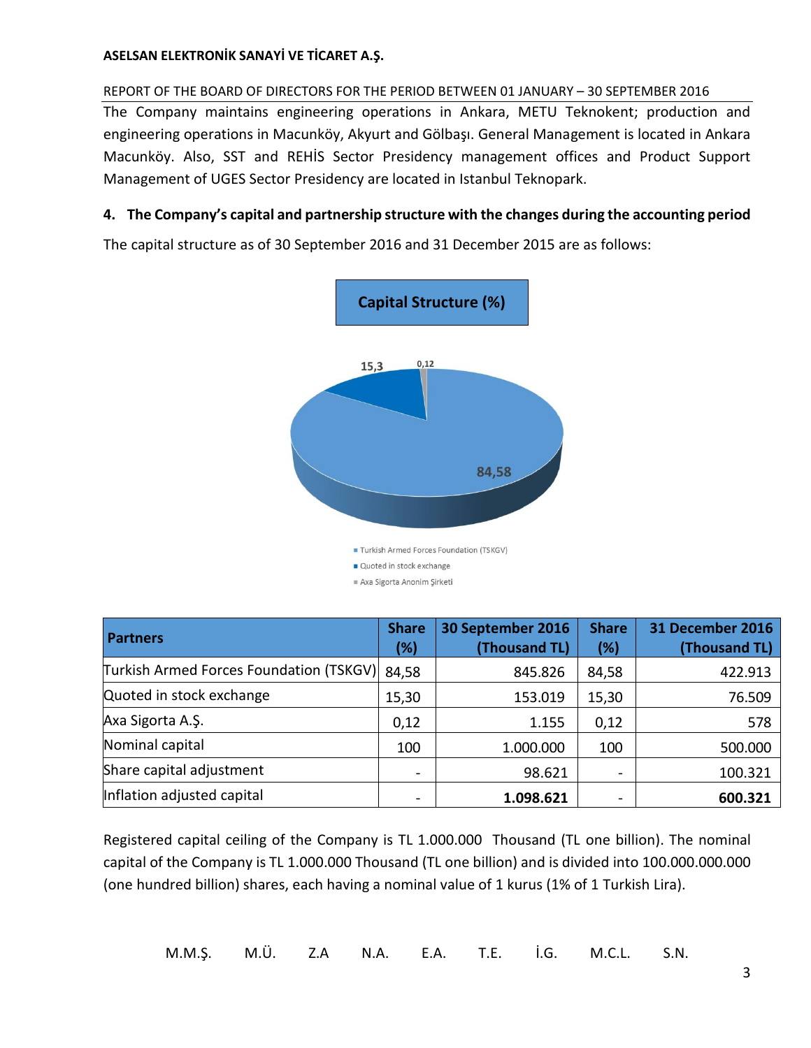The Company maintains engineering operations in Ankara, METU Teknokent; production and engineering operations in Macunköy, Akyurt and Gölbaşı. General Management is located in Ankara Macunköy. Also, SST and REHİS Sector Presidency management offices and Product Support Management of UGES Sector Presidency are located in Istanbul Teknopark.

## 4. The Company's capital and partnership structure with the changes during the accounting period

The capital structure as of 30 September 2016 and 31 December 2015 are as follows:

**Capital Structure (%)**

- Turkish Armed Forces Foundation (TSKGV): 84,58
- Quoted in stock exchange: 15,3
- Axa Sigorta Anonim Şirketi: 0,12

| Partners | Share (%) | 30 September 2016 (Thousand TL) | Share (%) | 31 December 2016 (Thousand TL) |
|---|---|---|---|---|
| Turkish Armed Forces Foundation (TSKGV) | 84,58 | 845.826 | 84,58 | 422.913 |
| Quoted in stock exchange | 15,30 | 153.019 | 15,30 | 76.509 |
| Axa Sigorta A.Ş. | 0,12 | 1.155 | 0,12 | 578 |
| Nominal capital | 100 | 1.000.000 | 100 | 500.000 |
| Share capital adjustment | - | 98.621 | - | 100.321 |
| Inflation adjusted capital | - | **1.098.621** | - | **600.321** |

Registered capital ceiling of the Company is TL 1.000.000 Thousand (TL one billion). The nominal capital of the Company is TL 1.000.000 Thousand (TL one billion) and is divided into 100.000.000.000 (one hundred billion) shares, each having a nominal value of 1 kurus (1% of 1 Turkish Lira).

M.M.Ş. M.Ü. Z.A N.A. E.A. T.E. İ.G. M.C.L. S.N.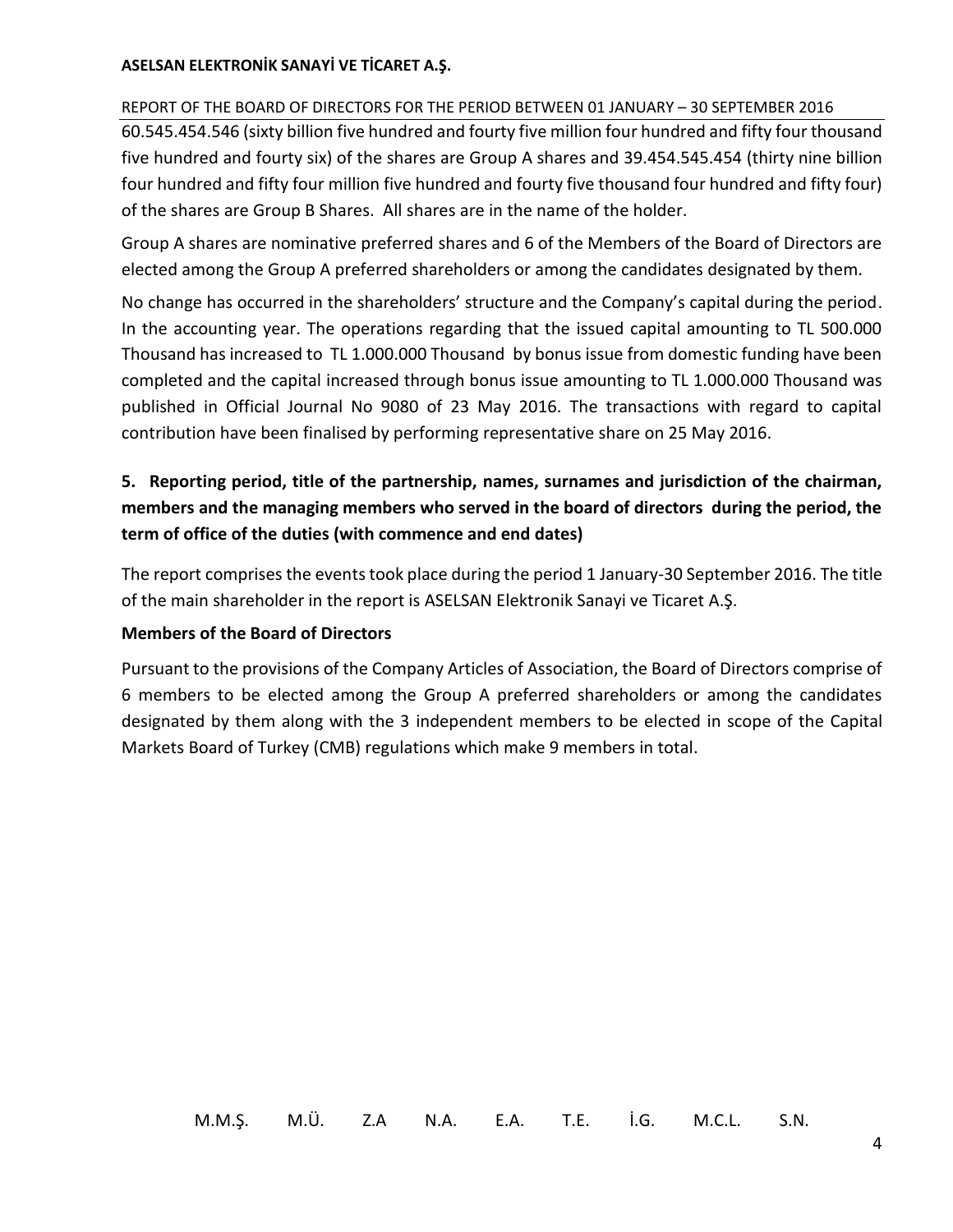60.545.454.546 (sixty billion five hundred and fourty five million four hundred and fifty four thousand five hundred and fourty six) of the shares are Group A shares and 39.454.545.454 (thirty nine billion four hundred and fifty four million five hundred and fourty five thousand four hundred and fifty four) of the shares are Group B Shares. All shares are in the name of the holder.

Group A shares are nominative preferred shares and 6 of the Members of the Board of Directors are elected among the Group A preferred shareholders or among the candidates designated by them.

No change has occurred in the shareholders' structure and the Company's capital during the period. In the accounting year. The operations regarding that the issued capital amounting to TL 500.000 Thousand has increased to TL 1.000.000 Thousand by bonus issue from domestic funding have been completed and the capital increased through bonus issue amounting to TL 1.000.000 Thousand was published in Official Journal No 9080 of 23 May 2016. The transactions with regard to capital contribution have been finalised by performing representative share on 25 May 2016.

## 5. Reporting period, title of the partnership, names, surnames and jurisdiction of the chairman, members and the managing members who served in the board of directors during the period, the term of office of the duties (with commence and end dates)

The report comprises the events took place during the period 1 January-30 September 2016. The title of the main shareholder in the report is ASELSAN Elektronik Sanayi ve Ticaret A.Ş.

**Members of the Board of Directors**

Pursuant to the provisions of the Company Articles of Association, the Board of Directors comprise of 6 members to be elected among the Group A preferred shareholders or among the candidates designated by them along with the 3 independent members to be elected in scope of the Capital Markets Board of Turkey (CMB) regulations which make 9 members in total.

M.M.Ş. M.Ü. Z.A N.A. E.A. T.E. İ.G. M.C.L. S.N.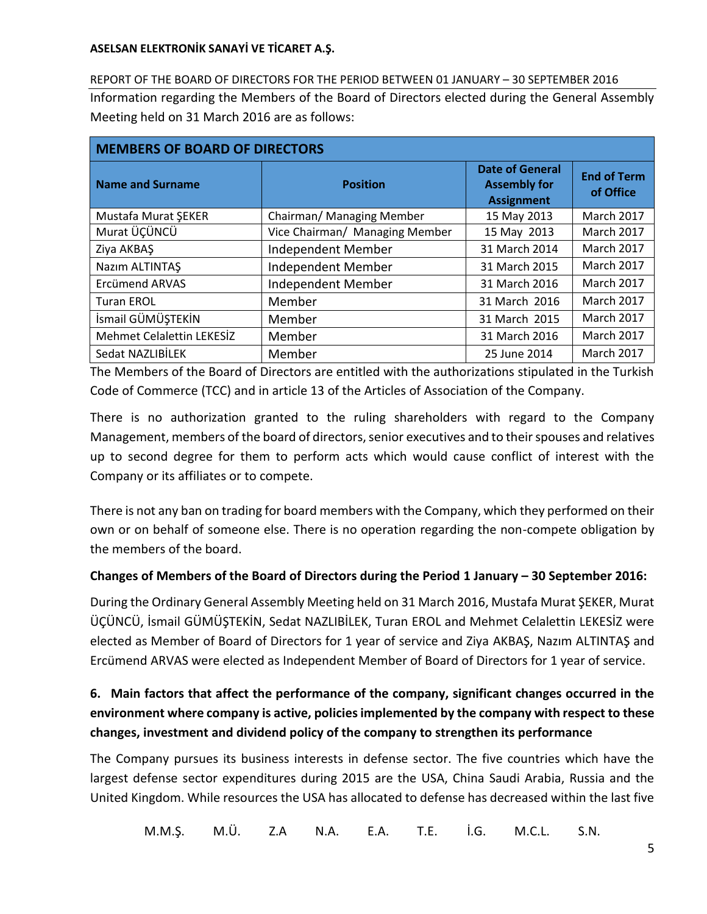Information regarding the Members of the Board of Directors elected during the General Assembly Meeting held on 31 March 2016 are as follows:

| MEMBERS OF BOARD OF DIRECTORS | | | |
|---|---|---|---|
| **Name and Surname** | **Position** | **Date of General Assembly for Assignment** | **End of Term of Office** |
| Mustafa Murat ŞEKER | Chairman/ Managing Member | 15 May 2013 | March 2017 |
| Murat ÜÇÜNCÜ | Vice Chairman/ Managing Member | 15 May 2013 | March 2017 |
| Ziya AKBAŞ | Independent Member | 31 March 2014 | March 2017 |
| Nazım ALTINTAŞ | Independent Member | 31 March 2015 | March 2017 |
| Ercümend ARVAS | Independent Member | 31 March 2016 | March 2017 |
| Turan EROL | Member | 31 March 2016 | March 2017 |
| İsmail GÜMÜŞTEKİN | Member | 31 March 2015 | March 2017 |
| Mehmet Celalettin LEKESİZ | Member | 31 March 2016 | March 2017 |
| Sedat NAZLIBİLEK | Member | 25 June 2014 | March 2017 |

The Members of the Board of Directors are entitled with the authorizations stipulated in the Turkish Code of Commerce (TCC) and in article 13 of the Articles of Association of the Company.

There is no authorization granted to the ruling shareholders with regard to the Company Management, members of the board of directors, senior executives and to their spouses and relatives up to second degree for them to perform acts which would cause conflict of interest with the Company or its affiliates or to compete.

There is not any ban on trading for board members with the Company, which they performed on their own or on behalf of someone else. There is no operation regarding the non-compete obligation by the members of the board.

**Changes of Members of the Board of Directors during the Period 1 January – 30 September 2016:**

During the Ordinary General Assembly Meeting held on 31 March 2016, Mustafa Murat ŞEKER, Murat ÜÇÜNCÜ, İsmail GÜMÜŞTEKİN, Sedat NAZLIBİLEK, Turan EROL and Mehmet Celalettin LEKESİZ were elected as Member of Board of Directors for 1 year of service and Ziya AKBAŞ, Nazım ALTINTAŞ and Ercümend ARVAS were elected as Independent Member of Board of Directors for 1 year of service.

## 6. Main factors that affect the performance of the company, significant changes occurred in the environment where company is active, policies implemented by the company with respect to these changes, investment and dividend policy of the company to strengthen its performance

The Company pursues its business interests in defense sector. The five countries which have the largest defense sector expenditures during 2015 are the USA, China Saudi Arabia, Russia and the United Kingdom. While resources the USA has allocated to defense has decreased within the last five

M.M.Ş. M.Ü. Z.A N.A. E.A. T.E. İ.G. M.C.L. S.N.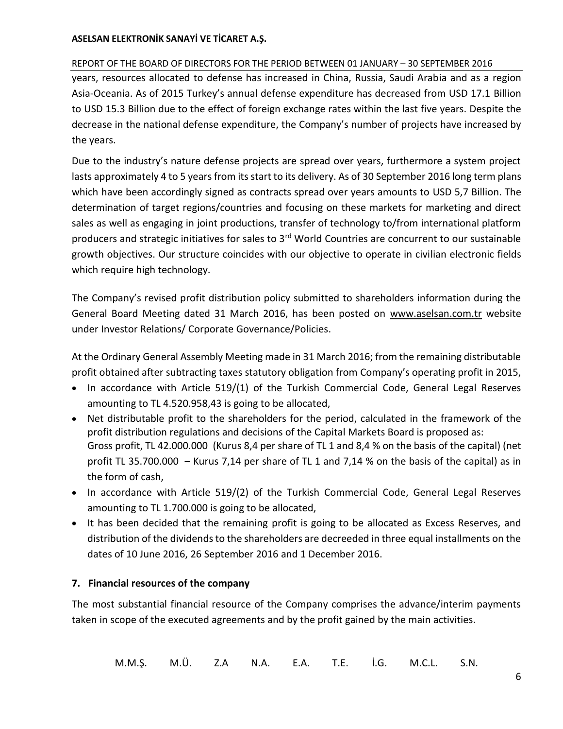years, resources allocated to defense has increased in China, Russia, Saudi Arabia and as a region Asia-Oceania. As of 2015 Turkey's annual defense expenditure has decreased from USD 17.1 Billion to USD 15.3 Billion due to the effect of foreign exchange rates within the last five years. Despite the decrease in the national defense expenditure, the Company's number of projects have increased by the years.

Due to the industry's nature defense projects are spread over years, furthermore a system project lasts approximately 4 to 5 years from its start to its delivery. As of 30 September 2016 long term plans which have been accordingly signed as contracts spread over years amounts to USD 5,7 Billion. The determination of target regions/countries and focusing on these markets for marketing and direct sales as well as engaging in joint productions, transfer of technology to/from international platform producers and strategic initiatives for sales to 3rd World Countries are concurrent to our sustainable growth objectives. Our structure coincides with our objective to operate in civilian electronic fields which require high technology.

The Company's revised profit distribution policy submitted to shareholders information during the General Board Meeting dated 31 March 2016, has been posted on www.aselsan.com.tr website under Investor Relations/ Corporate Governance/Policies.

At the Ordinary General Assembly Meeting made in 31 March 2016; from the remaining distributable profit obtained after subtracting taxes statutory obligation from Company's operating profit in 2015,

- In accordance with Article 519/(1) of the Turkish Commercial Code, General Legal Reserves amounting to TL 4.520.958,43 is going to be allocated,
- Net distributable profit to the shareholders for the period, calculated in the framework of the profit distribution regulations and decisions of the Capital Markets Board is proposed as: Gross profit, TL 42.000.000 (Kurus 8,4 per share of TL 1 and 8,4 % on the basis of the capital) (net profit TL 35.700.000 – Kurus 7,14 per share of TL 1 and 7,14 % on the basis of the capital) as in the form of cash,
- In accordance with Article 519/(2) of the Turkish Commercial Code, General Legal Reserves amounting to TL 1.700.000 is going to be allocated,
- It has been decided that the remaining profit is going to be allocated as Excess Reserves, and distribution of the dividends to the shareholders are decreeded in three equal installments on the dates of 10 June 2016, 26 September 2016 and 1 December 2016.

## 7. Financial resources of the company

The most substantial financial resource of the Company comprises the advance/interim payments taken in scope of the executed agreements and by the profit gained by the main activities.

M.M.Ş. M.Ü. Z.A N.A. E.A. T.E. İ.G. M.C.L. S.N.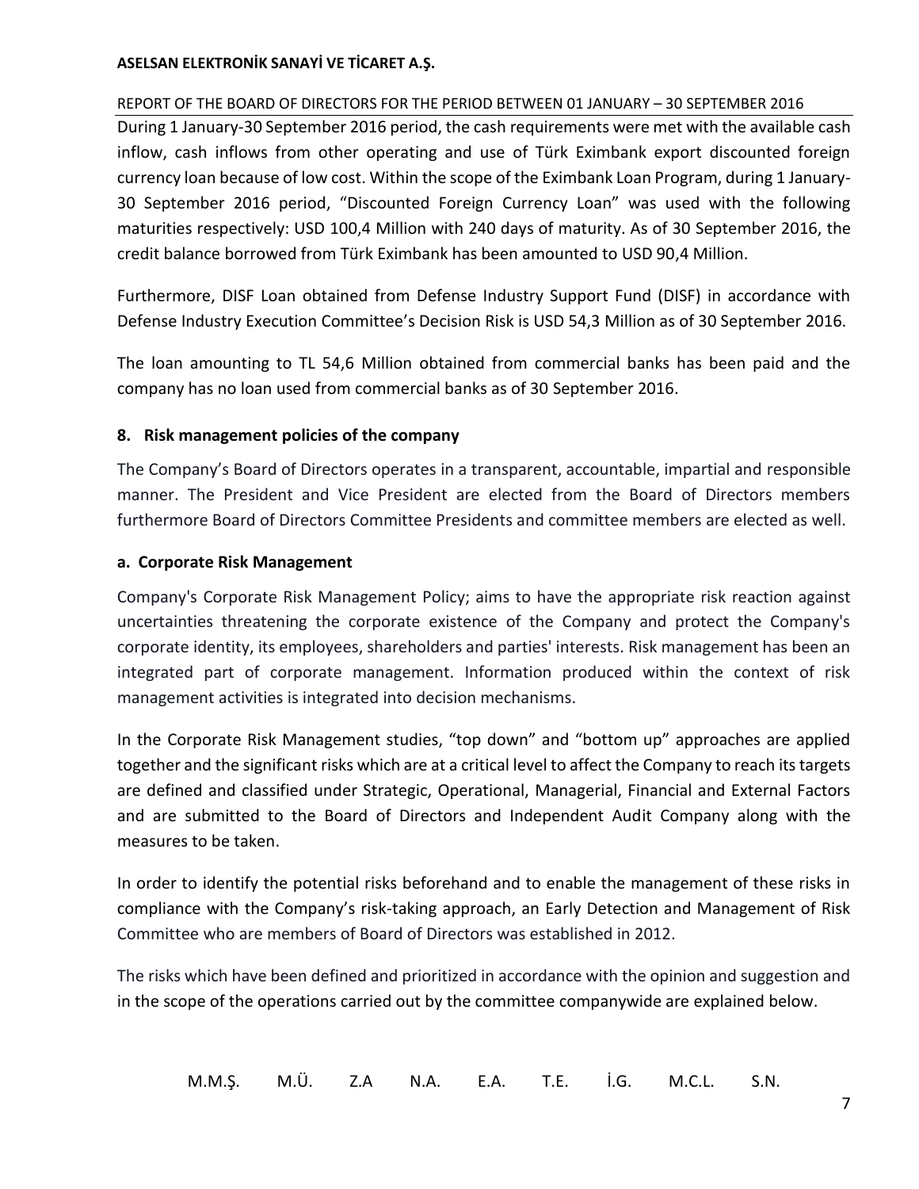During 1 January-30 September 2016 period, the cash requirements were met with the available cash inflow, cash inflows from other operating and use of Türk Eximbank export discounted foreign currency loan because of low cost. Within the scope of the Eximbank Loan Program, during 1 January-30 September 2016 period, "Discounted Foreign Currency Loan" was used with the following maturities respectively: USD 100,4 Million with 240 days of maturity. As of 30 September 2016, the credit balance borrowed from Türk Eximbank has been amounted to USD 90,4 Million.

Furthermore, DISF Loan obtained from Defense Industry Support Fund (DISF) in accordance with Defense Industry Execution Committee's Decision Risk is USD 54,3 Million as of 30 September 2016.

The loan amounting to TL 54,6 Million obtained from commercial banks has been paid and the company has no loan used from commercial banks as of 30 September 2016.

## 8. Risk management policies of the company

The Company's Board of Directors operates in a transparent, accountable, impartial and responsible manner. The President and Vice President are elected from the Board of Directors members furthermore Board of Directors Committee Presidents and committee members are elected as well.

### a. Corporate Risk Management

Company's Corporate Risk Management Policy; aims to have the appropriate risk reaction against uncertainties threatening the corporate existence of the Company and protect the Company's corporate identity, its employees, shareholders and parties' interests. Risk management has been an integrated part of corporate management. Information produced within the context of risk management activities is integrated into decision mechanisms.

In the Corporate Risk Management studies, "top down" and "bottom up" approaches are applied together and the significant risks which are at a critical level to affect the Company to reach its targets are defined and classified under Strategic, Operational, Managerial, Financial and External Factors and are submitted to the Board of Directors and Independent Audit Company along with the measures to be taken.

In order to identify the potential risks beforehand and to enable the management of these risks in compliance with the Company's risk-taking approach, an Early Detection and Management of Risk Committee who are members of Board of Directors was established in 2012.

The risks which have been defined and prioritized in accordance with the opinion and suggestion and in the scope of the operations carried out by the committee companywide are explained below.

M.M.Ş. M.Ü. Z.A N.A. E.A. T.E. İ.G. M.C.L. S.N.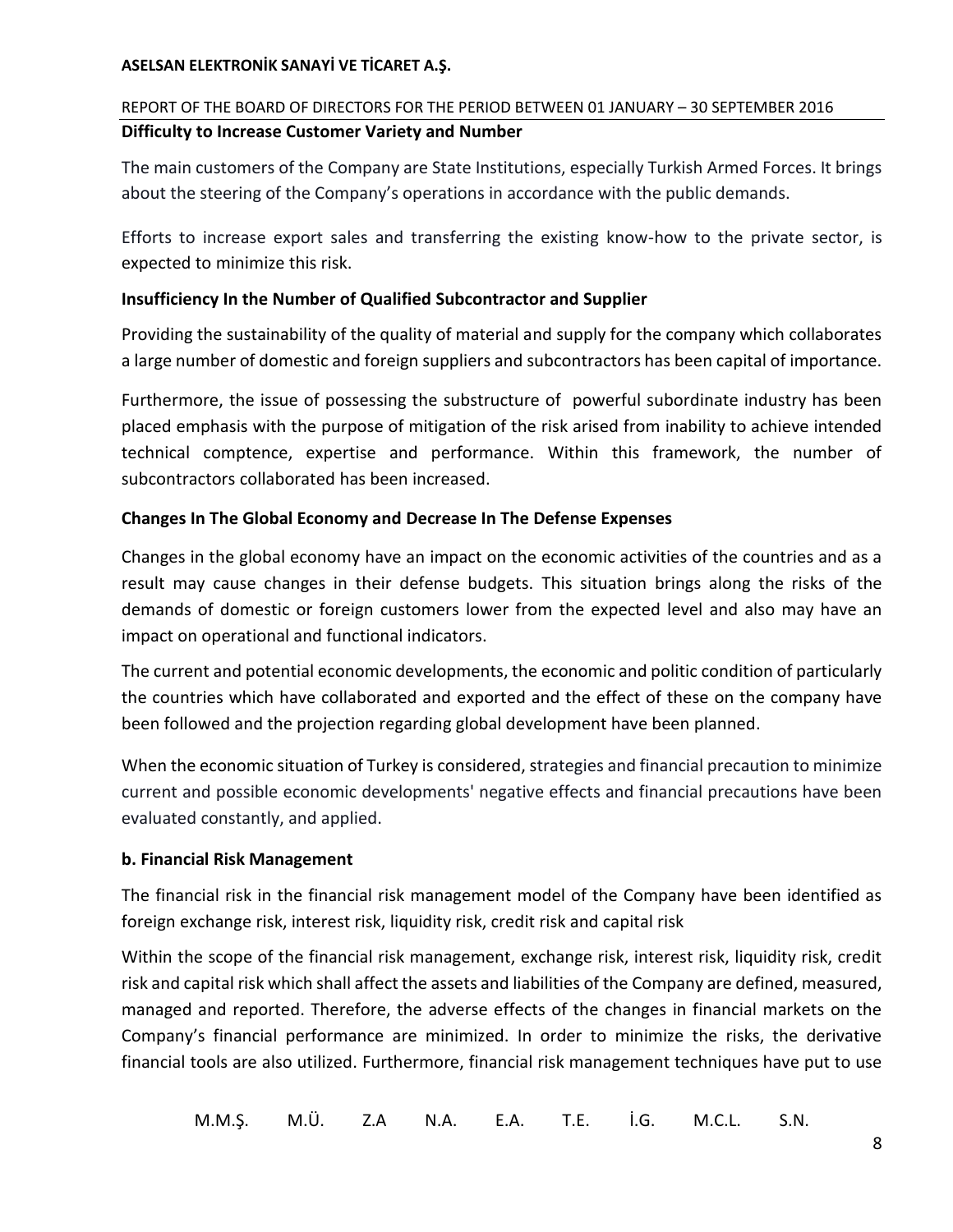**Difficulty to Increase Customer Variety and Number**

The main customers of the Company are State Institutions, especially Turkish Armed Forces. It brings about the steering of the Company's operations in accordance with the public demands.

Efforts to increase export sales and transferring the existing know-how to the private sector, is expected to minimize this risk.

**Insufficiency In the Number of Qualified Subcontractor and Supplier**

Providing the sustainability of the quality of material and supply for the company which collaborates a large number of domestic and foreign suppliers and subcontractors has been capital of importance.

Furthermore, the issue of possessing the substructure of powerful subordinate industry has been placed emphasis with the purpose of mitigation of the risk arised from inability to achieve intended technical comptence, expertise and performance. Within this framework, the number of subcontractors collaborated has been increased.

**Changes In The Global Economy and Decrease In The Defense Expenses**

Changes in the global economy have an impact on the economic activities of the countries and as a result may cause changes in their defense budgets. This situation brings along the risks of the demands of domestic or foreign customers lower from the expected level and also may have an impact on operational and functional indicators.

The current and potential economic developments, the economic and politic condition of particularly the countries which have collaborated and exported and the effect of these on the company have been followed and the projection regarding global development have been planned.

When the economic situation of Turkey is considered, strategies and financial precaution to minimize current and possible economic developments' negative effects and financial precautions have been evaluated constantly, and applied.

**b. Financial Risk Management**

The financial risk in the financial risk management model of the Company have been identified as foreign exchange risk, interest risk, liquidity risk, credit risk and capital risk

Within the scope of the financial risk management, exchange risk, interest risk, liquidity risk, credit risk and capital risk which shall affect the assets and liabilities of the Company are defined, measured, managed and reported. Therefore, the adverse effects of the changes in financial markets on the Company's financial performance are minimized. In order to minimize the risks, the derivative financial tools are also utilized. Furthermore, financial risk management techniques have put to use

M.M.Ş. M.Ü. Z.A N.A. E.A. T.E. İ.G. M.C.L. S.N.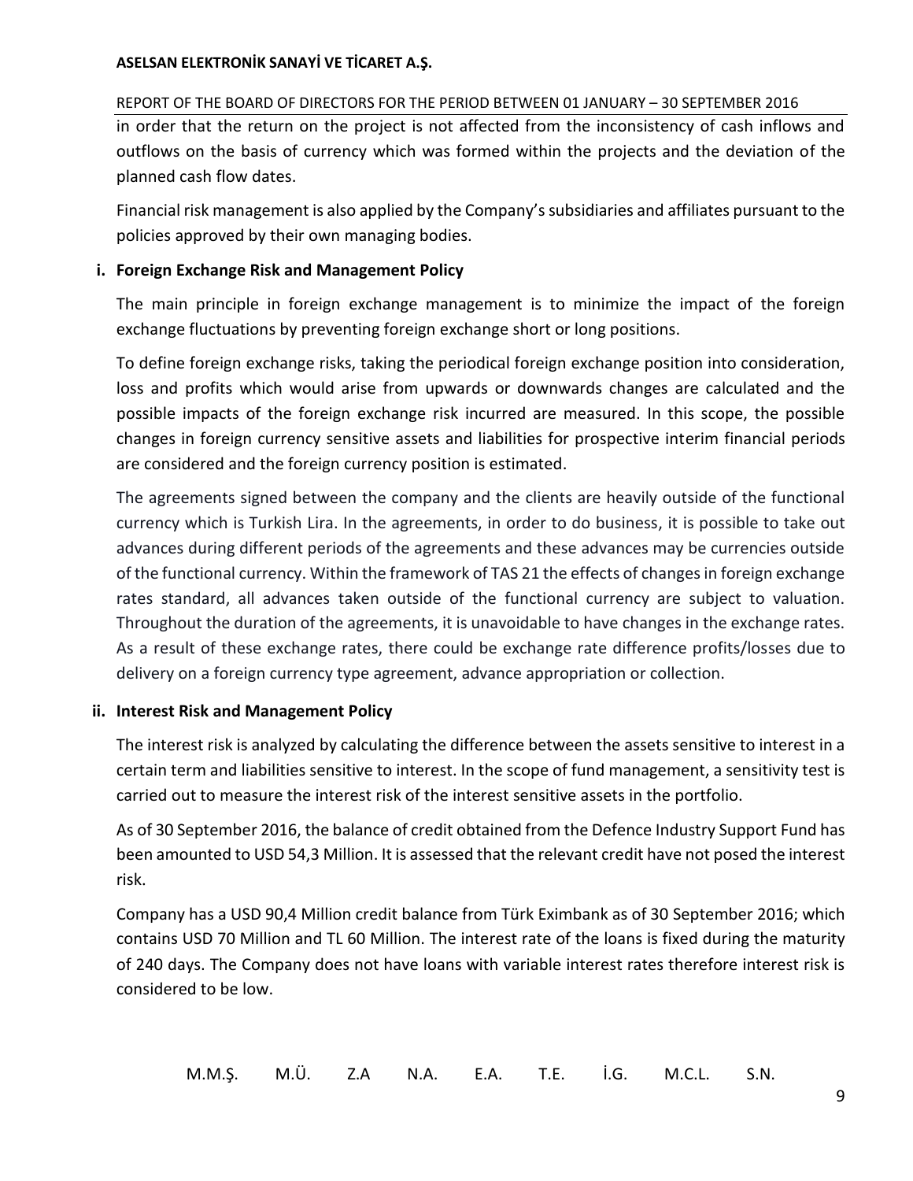in order that the return on the project is not affected from the inconsistency of cash inflows and outflows on the basis of currency which was formed within the projects and the deviation of the planned cash flow dates.

Financial risk management is also applied by the Company's subsidiaries and affiliates pursuant to the policies approved by their own managing bodies.

**i. Foreign Exchange Risk and Management Policy**

The main principle in foreign exchange management is to minimize the impact of the foreign exchange fluctuations by preventing foreign exchange short or long positions.

To define foreign exchange risks, taking the periodical foreign exchange position into consideration, loss and profits which would arise from upwards or downwards changes are calculated and the possible impacts of the foreign exchange risk incurred are measured. In this scope, the possible changes in foreign currency sensitive assets and liabilities for prospective interim financial periods are considered and the foreign currency position is estimated.

The agreements signed between the company and the clients are heavily outside of the functional currency which is Turkish Lira. In the agreements, in order to do business, it is possible to take out advances during different periods of the agreements and these advances may be currencies outside of the functional currency. Within the framework of TAS 21 the effects of changes in foreign exchange rates standard, all advances taken outside of the functional currency are subject to valuation. Throughout the duration of the agreements, it is unavoidable to have changes in the exchange rates. As a result of these exchange rates, there could be exchange rate difference profits/losses due to delivery on a foreign currency type agreement, advance appropriation or collection.

**ii. Interest Risk and Management Policy**

The interest risk is analyzed by calculating the difference between the assets sensitive to interest in a certain term and liabilities sensitive to interest. In the scope of fund management, a sensitivity test is carried out to measure the interest risk of the interest sensitive assets in the portfolio.

As of 30 September 2016, the balance of credit obtained from the Defence Industry Support Fund has been amounted to USD 54,3 Million. It is assessed that the relevant credit have not posed the interest risk.

Company has a USD 90,4 Million credit balance from Türk Eximbank as of 30 September 2016; which contains USD 70 Million and TL 60 Million. The interest rate of the loans is fixed during the maturity of 240 days. The Company does not have loans with variable interest rates therefore interest risk is considered to be low.

M.M.Ş. M.Ü. Z.A N.A. E.A. T.E. İ.G. M.C.L. S.N.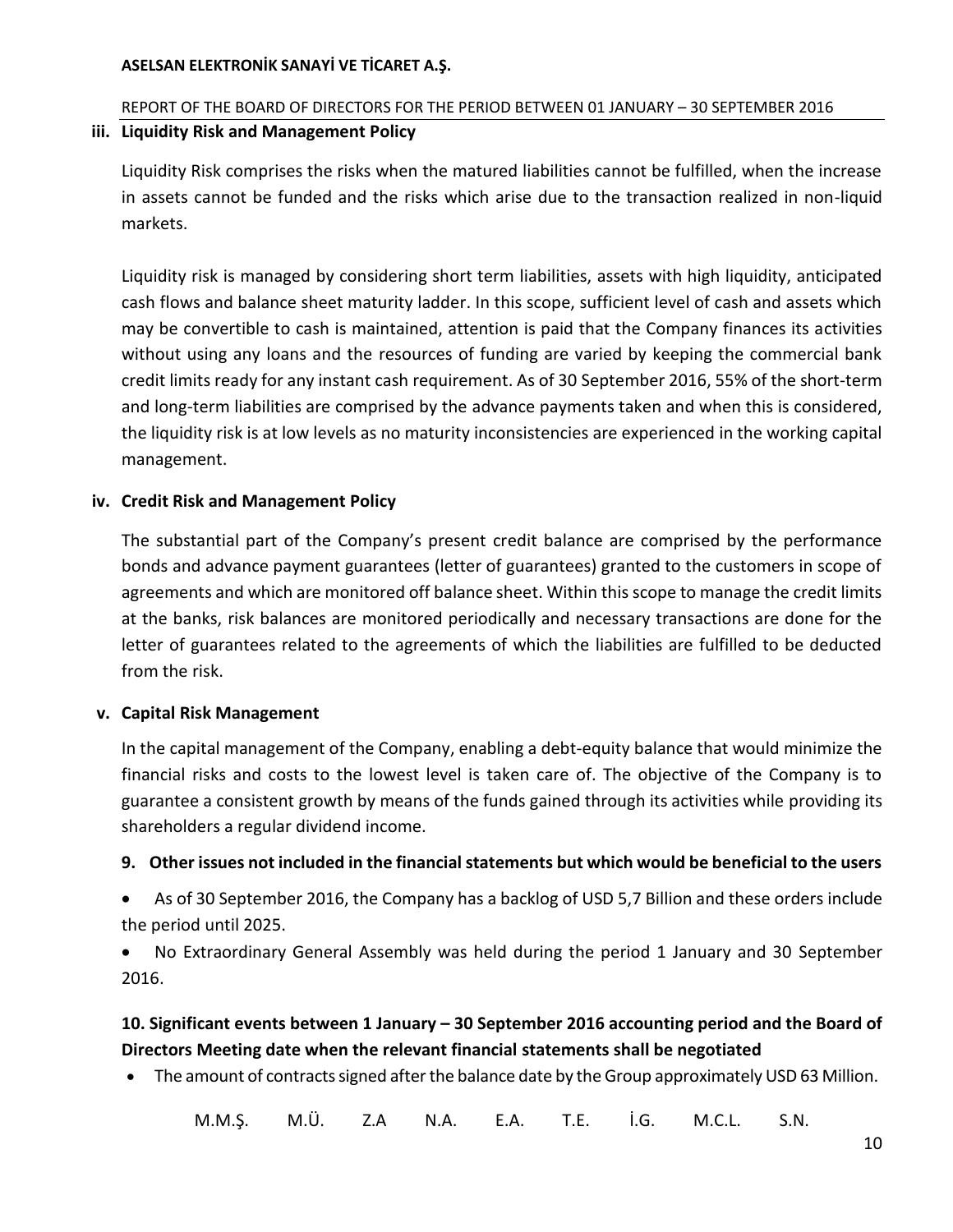### iii. Liquidity Risk and Management Policy

Liquidity Risk comprises the risks when the matured liabilities cannot be fulfilled, when the increase in assets cannot be funded and the risks which arise due to the transaction realized in non-liquid markets.

Liquidity risk is managed by considering short term liabilities, assets with high liquidity, anticipated cash flows and balance sheet maturity ladder. In this scope, sufficient level of cash and assets which may be convertible to cash is maintained, attention is paid that the Company finances its activities without using any loans and the resources of funding are varied by keeping the commercial bank credit limits ready for any instant cash requirement. As of 30 September 2016, 55% of the short-term and long-term liabilities are comprised by the advance payments taken and when this is considered, the liquidity risk is at low levels as no maturity inconsistencies are experienced in the working capital management.

### iv. Credit Risk and Management Policy

The substantial part of the Company's present credit balance are comprised by the performance bonds and advance payment guarantees (letter of guarantees) granted to the customers in scope of agreements and which are monitored off balance sheet. Within this scope to manage the credit limits at the banks, risk balances are monitored periodically and necessary transactions are done for the letter of guarantees related to the agreements of which the liabilities are fulfilled to be deducted from the risk.

### v. Capital Risk Management

In the capital management of the Company, enabling a debt-equity balance that would minimize the financial risks and costs to the lowest level is taken care of. The objective of the Company is to guarantee a consistent growth by means of the funds gained through its activities while providing its shareholders a regular dividend income.

## 9. Other issues not included in the financial statements but which would be beneficial to the users

- As of 30 September 2016, the Company has a backlog of USD 5,7 Billion and these orders include the period until 2025.
- No Extraordinary General Assembly was held during the period 1 January and 30 September 2016.

## 10. Significant events between 1 January – 30 September 2016 accounting period and the Board of Directors Meeting date when the relevant financial statements shall be negotiated

- The amount of contracts signed after the balance date by the Group approximately USD 63 Million.

M.M.Ş. M.Ü. Z.A N.A. E.A. T.E. İ.G. M.C.L. S.N.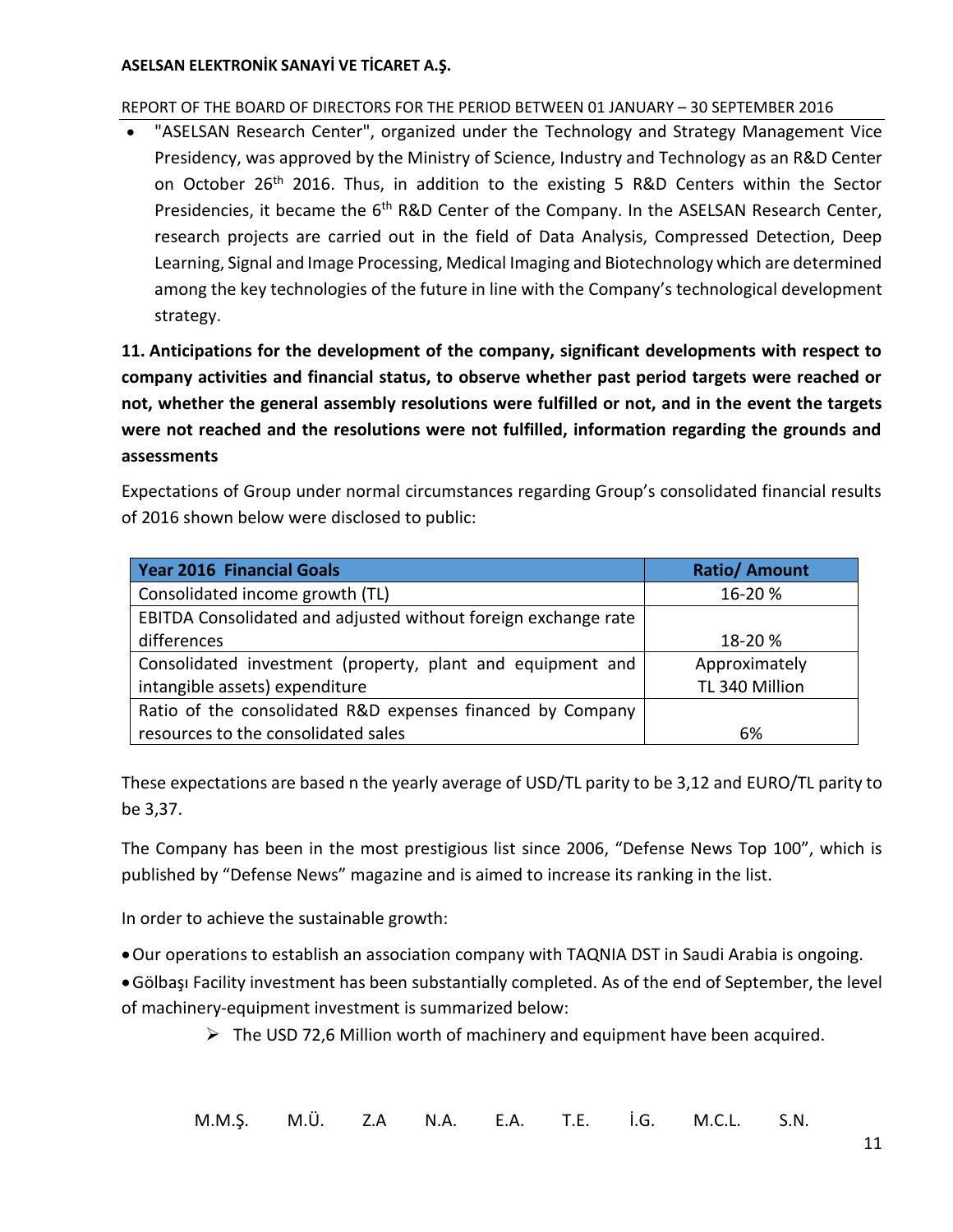- "ASELSAN Research Center", organized under the Technology and Strategy Management Vice Presidency, was approved by the Ministry of Science, Industry and Technology as an R&D Center on October 26th 2016. Thus, in addition to the existing 5 R&D Centers within the Sector Presidencies, it became the 6th R&D Center of the Company. In the ASELSAN Research Center, research projects are carried out in the field of Data Analysis, Compressed Detection, Deep Learning, Signal and Image Processing, Medical Imaging and Biotechnology which are determined among the key technologies of the future in line with the Company's technological development strategy.

**11. Anticipations for the development of the company, significant developments with respect to company activities and financial status, to observe whether past period targets were reached or not, whether the general assembly resolutions were fulfilled or not, and in the event the targets were not reached and the resolutions were not fulfilled, information regarding the grounds and assessments**

Expectations of Group under normal circumstances regarding Group's consolidated financial results of 2016 shown below were disclosed to public:

| Year 2016 Financial Goals | Ratio/ Amount |
|---|---|
| Consolidated income growth (TL) | 16-20 % |
| EBITDA Consolidated and adjusted without foreign exchange rate differences | 18-20 % |
| Consolidated investment (property, plant and equipment and intangible assets) expenditure | Approximately TL 340 Million |
| Ratio of the consolidated R&D expenses financed by Company resources to the consolidated sales | 6% |

These expectations are based n the yearly average of USD/TL parity to be 3,12 and EURO/TL parity to be 3,37.

The Company has been in the most prestigious list since 2006, "Defense News Top 100", which is published by "Defense News" magazine and is aimed to increase its ranking in the list.

In order to achieve the sustainable growth:

- Our operations to establish an association company with TAQNIA DST in Saudi Arabia is ongoing.
- Gölbaşı Facility investment has been substantially completed. As of the end of September, the level of machinery-equipment investment is summarized below:
  - The USD 72,6 Million worth of machinery and equipment have been acquired.

M.M.Ş. M.Ü. Z.A N.A. E.A. T.E. İ.G. M.C.L. S.N.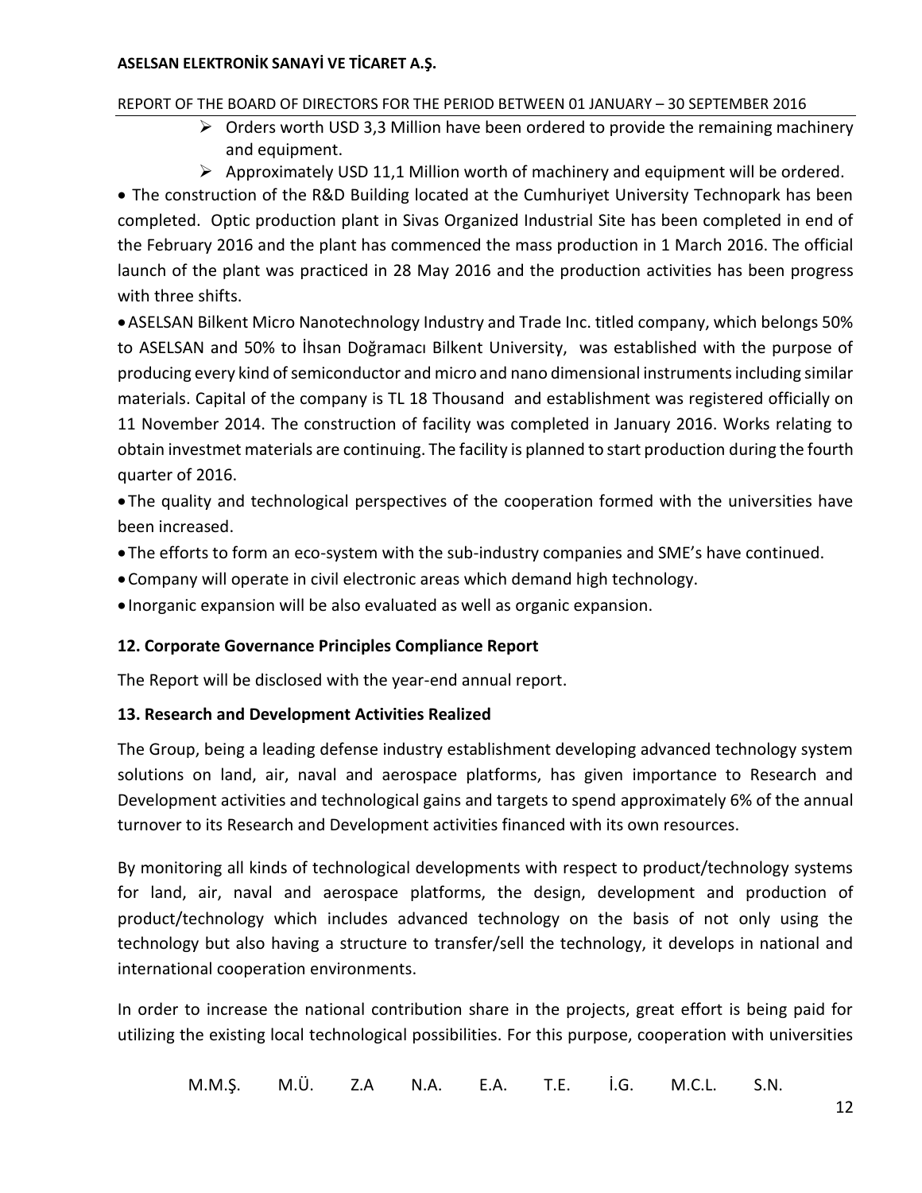- Orders worth USD 3,3 Million have been ordered to provide the remaining machinery and equipment.
- Approximately USD 11,1 Million worth of machinery and equipment will be ordered.

- The construction of the R&D Building located at the Cumhuriyet University Technopark has been completed. Optic production plant in Sivas Organized Industrial Site has been completed in end of the February 2016 and the plant has commenced the mass production in 1 March 2016. The official launch of the plant was practiced in 28 May 2016 and the production activities has been progress with three shifts.
- ASELSAN Bilkent Micro Nanotechnology Industry and Trade Inc. titled company, which belongs 50% to ASELSAN and 50% to İhsan Doğramacı Bilkent University, was established with the purpose of producing every kind of semiconductor and micro and nano dimensional instruments including similar materials. Capital of the company is TL 18 Thousand and establishment was registered officially on 11 November 2014. The construction of facility was completed in January 2016. Works relating to obtain investmet materials are continuing. The facility is planned to start production during the fourth quarter of 2016.
- The quality and technological perspectives of the cooperation formed with the universities have been increased.
- The efforts to form an eco-system with the sub-industry companies and SME's have continued.
- Company will operate in civil electronic areas which demand high technology.
- Inorganic expansion will be also evaluated as well as organic expansion.

### 12. Corporate Governance Principles Compliance Report

The Report will be disclosed with the year-end annual report.

### 13. Research and Development Activities Realized

The Group, being a leading defense industry establishment developing advanced technology system solutions on land, air, naval and aerospace platforms, has given importance to Research and Development activities and technological gains and targets to spend approximately 6% of the annual turnover to its Research and Development activities financed with its own resources.

By monitoring all kinds of technological developments with respect to product/technology systems for land, air, naval and aerospace platforms, the design, development and production of product/technology which includes advanced technology on the basis of not only using the technology but also having a structure to transfer/sell the technology, it develops in national and international cooperation environments.

In order to increase the national contribution share in the projects, great effort is being paid for utilizing the existing local technological possibilities. For this purpose, cooperation with universities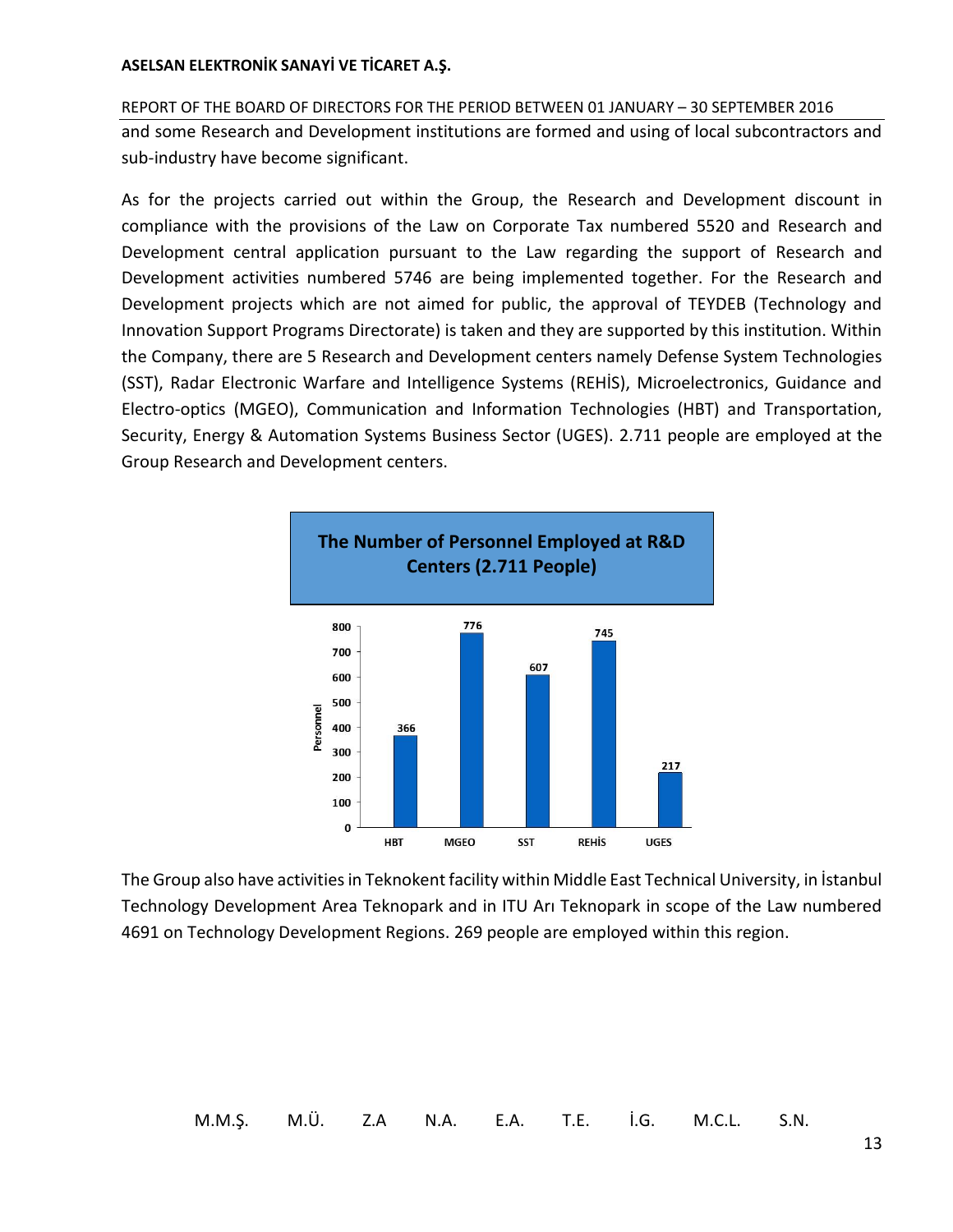and some Research and Development institutions are formed and using of local subcontractors and sub-industry have become significant.

As for the projects carried out within the Group, the Research and Development discount in compliance with the provisions of the Law on Corporate Tax numbered 5520 and Research and Development central application pursuant to the Law regarding the support of Research and Development activities numbered 5746 are being implemented together. For the Research and Development projects which are not aimed for public, the approval of TEYDEB (Technology and Innovation Support Programs Directorate) is taken and they are supported by this institution. Within the Company, there are 5 Research and Development centers namely Defense System Technologies (SST), Radar Electronic Warfare and Intelligence Systems (REHİS), Microelectronics, Guidance and Electro-optics (MGEO), Communication and Information Technologies (HBT) and Transportation, Security, Energy & Automation Systems Business Sector (UGES). 2.711 people are employed at the Group Research and Development centers.

**The Number of Personnel Employed at R&D Centers (2.711 People)**

| Center | Personnel |
|---|---|
| HBT | 366 |
| MGEO | 776 |
| SST | 607 |
| REHİS | 745 |
| UGES | 217 |

The Group also have activities in Teknokent facility within Middle East Technical University, in İstanbul Technology Development Area Teknopark and in ITU Arı Teknopark in scope of the Law numbered 4691 on Technology Development Regions. 269 people are employed within this region.

M.M.Ş. M.Ü. Z.A N.A. E.A. T.E. İ.G. M.C.L. S.N.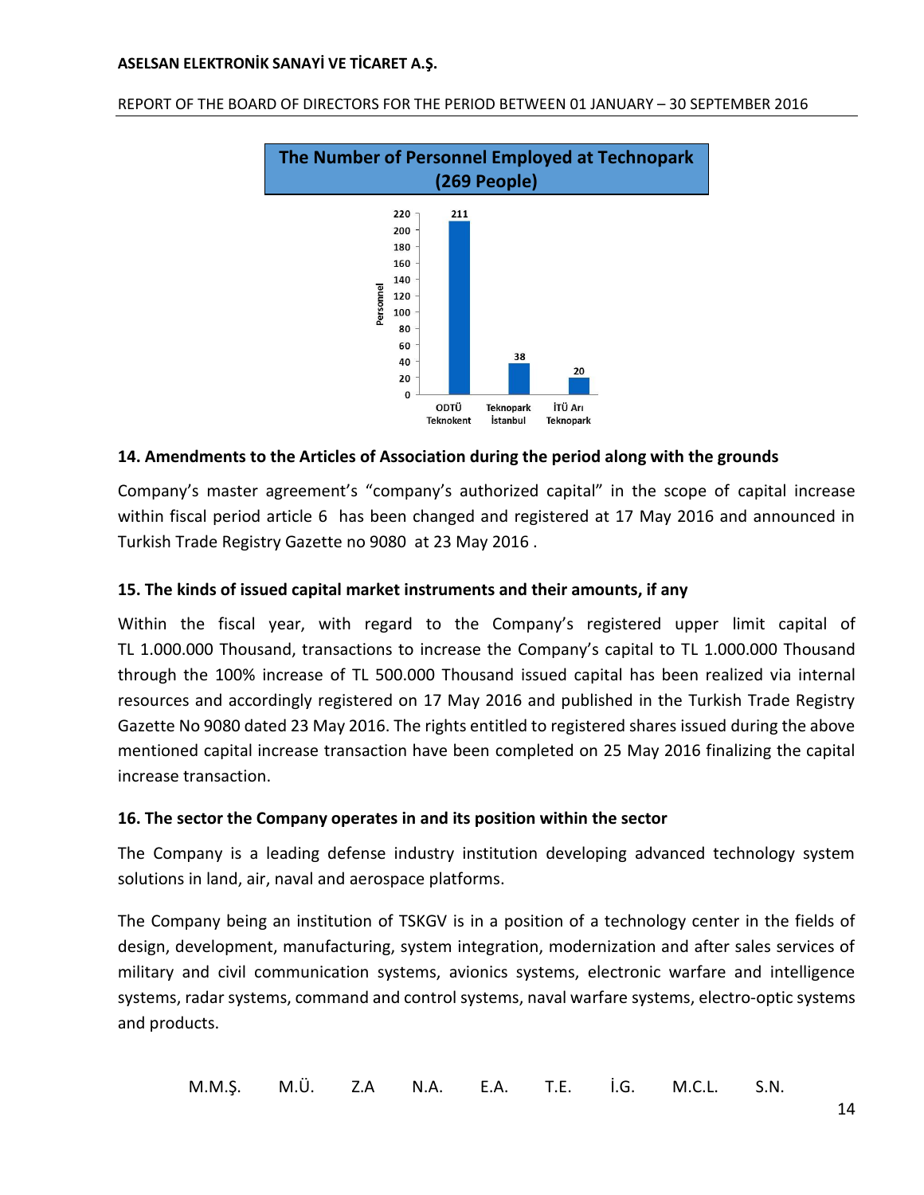**The Number of Personnel Employed at Technopark (269 People)**

| | Personnel |
|---|---|
| ODTÜ Teknokent | 211 |
| Teknopark İstanbul | 38 |
| İTÜ Arı Teknopark | 20 |

### 14. Amendments to the Articles of Association during the period along with the grounds

Company's master agreement's "company's authorized capital" in the scope of capital increase within fiscal period article 6 has been changed and registered at 17 May 2016 and announced in Turkish Trade Registry Gazette no 9080 at 23 May 2016 .

### 15. The kinds of issued capital market instruments and their amounts, if any

Within the fiscal year, with regard to the Company's registered upper limit capital of TL 1.000.000 Thousand, transactions to increase the Company's capital to TL 1.000.000 Thousand through the 100% increase of TL 500.000 Thousand issued capital has been realized via internal resources and accordingly registered on 17 May 2016 and published in the Turkish Trade Registry Gazette No 9080 dated 23 May 2016. The rights entitled to registered shares issued during the above mentioned capital increase transaction have been completed on 25 May 2016 finalizing the capital increase transaction.

### 16. The sector the Company operates in and its position within the sector

The Company is a leading defense industry institution developing advanced technology system solutions in land, air, naval and aerospace platforms.

The Company being an institution of TSKGV is in a position of a technology center in the fields of design, development, manufacturing, system integration, modernization and after sales services of military and civil communication systems, avionics systems, electronic warfare and intelligence systems, radar systems, command and control systems, naval warfare systems, electro-optic systems and products.

M.M.Ş. M.Ü. Z.A N.A. E.A. T.E. İ.G. M.C.L. S.N.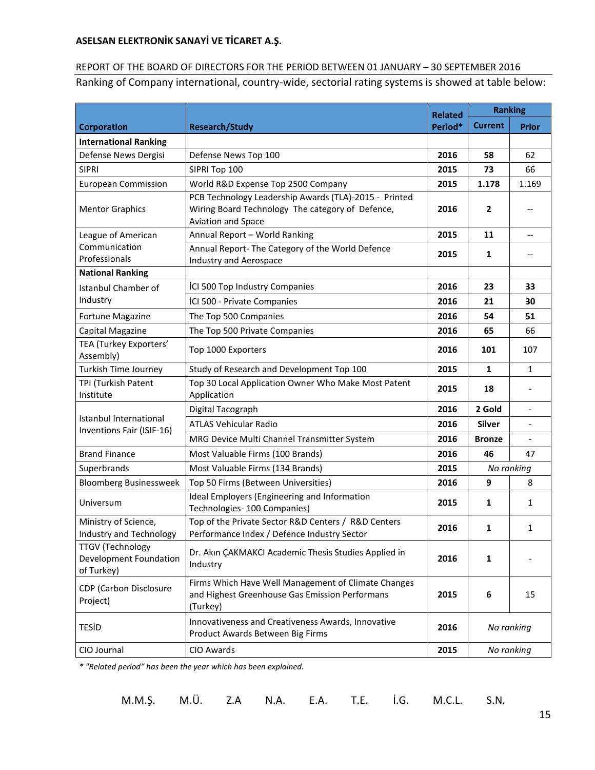Ranking of Company international, country-wide, sectorial rating systems is showed at table below:

| Corporation | Research/Study | Related Period* | Ranking | |
|---|---|---|---|---|
| | | | Current | Prior |
| **International Ranking** | | | | |
| Defense News Dergisi | Defense News Top 100 | **2016** | **58** | 62 |
| SIPRI | SIPRI Top 100 | **2015** | **73** | 66 |
| European Commission | World R&D Expense Top 2500 Company | **2015** | **1.178** | 1.169 |
| Mentor Graphics | PCB Technology Leadership Awards (TLA)-2015 - Printed Wiring Board Technology The category of Defence, Aviation and Space | **2016** | **2** | -- |
| League of American Communication Professionals | Annual Report – World Ranking | **2015** | **11** | -- |
| | Annual Report- The Category of the World Defence Industry and Aerospace | **2015** | **1** | -- |
| **National Ranking** | | | | |
| Istanbul Chamber of Industry | İCI 500 Top Industry Companies | **2016** | **23** | **33** |
| | İCI 500 - Private Companies | **2016** | **21** | **30** |
| Fortune Magazine | The Top 500 Companies | **2016** | **54** | **51** |
| Capital Magazine | The Top 500 Private Companies | **2016** | **65** | 66 |
| TEA (Turkey Exporters' Assembly) | Top 1000 Exporters | **2016** | **101** | 107 |
| Turkish Time Journey | Study of Research and Development Top 100 | **2015** | **1** | 1 |
| TPI (Turkish Patent Institute | Top 30 Local Application Owner Who Make Most Patent Application | **2015** | **18** | - |
| Istanbul International Inventions Fair (ISIF-16) | Digital Tacograph | **2016** | **2 Gold** | - |
| | ATLAS Vehicular Radio | **2016** | **Silver** | - |
| | MRG Device Multi Channel Transmitter System | **2016** | **Bronze** | - |
| Brand Finance | Most Valuable Firms (100 Brands) | **2016** | **46** | 47 |
| Superbrands | Most Valuable Firms (134 Brands) | **2015** | *No ranking* | |
| Bloomberg Businessweek | Top 50 Firms (Between Universities) | **2016** | **9** | 8 |
| Universum | Ideal Employers (Engineering and Information Technologies- 100 Companies) | **2015** | **1** | 1 |
| Ministry of Science, Industry and Technology | Top of the Private Sector R&D Centers / R&D Centers Performance Index / Defence Industry Sector | **2016** | **1** | 1 |
| TTGV (Technology Development Foundation of Turkey) | Dr. Akın ÇAKMAKCI Academic Thesis Studies Applied in Industry | **2016** | **1** | - |
| CDP (Carbon Disclosure Project) | Firms Which Have Well Management of Climate Changes and Highest Greenhouse Gas Emission Performans (Turkey) | **2015** | **6** | 15 |
| TESİD | Innovativeness and Creativeness Awards, Innovative Product Awards Between Big Firms | **2016** | *No ranking* | |
| CIO Journal | CIO Awards | **2015** | *No ranking* | |

*\* "Related period" has been the year which has been explained.*

M.M.Ş. M.Ü. Z.A N.A. E.A. T.E. İ.G. M.C.L. S.N.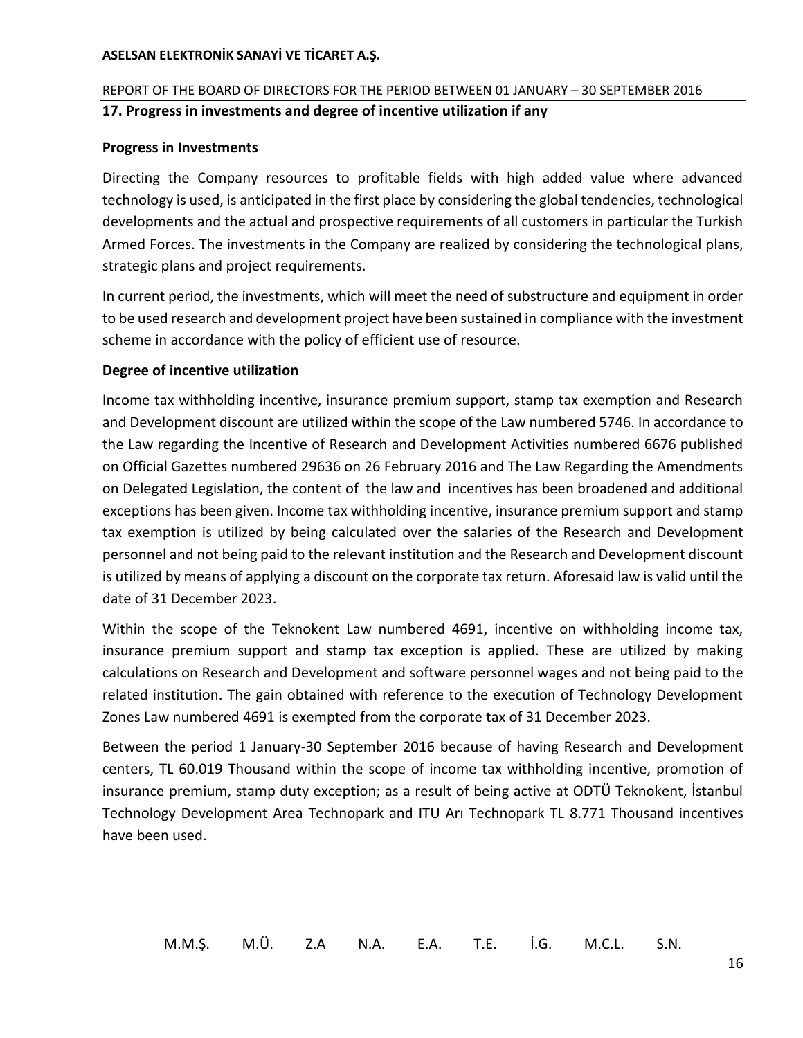## 17. Progress in investments and degree of incentive utilization if any

### Progress in Investments

Directing the Company resources to profitable fields with high added value where advanced technology is used, is anticipated in the first place by considering the global tendencies, technological developments and the actual and prospective requirements of all customers in particular the Turkish Armed Forces. The investments in the Company are realized by considering the technological plans, strategic plans and project requirements.

In current period, the investments, which will meet the need of substructure and equipment in order to be used research and development project have been sustained in compliance with the investment scheme in accordance with the policy of efficient use of resource.

### Degree of incentive utilization

Income tax withholding incentive, insurance premium support, stamp tax exemption and Research and Development discount are utilized within the scope of the Law numbered 5746. In accordance to the Law regarding the Incentive of Research and Development Activities numbered 6676 published on Official Gazettes numbered 29636 on 26 February 2016 and The Law Regarding the Amendments on Delegated Legislation, the content of the law and incentives has been broadened and additional exceptions has been given. Income tax withholding incentive, insurance premium support and stamp tax exemption is utilized by being calculated over the salaries of the Research and Development personnel and not being paid to the relevant institution and the Research and Development discount is utilized by means of applying a discount on the corporate tax return. Aforesaid law is valid until the date of 31 December 2023.

Within the scope of the Teknokent Law numbered 4691, incentive on withholding income tax, insurance premium support and stamp tax exception is applied. These are utilized by making calculations on Research and Development and software personnel wages and not being paid to the related institution. The gain obtained with reference to the execution of Technology Development Zones Law numbered 4691 is exempted from the corporate tax of 31 December 2023.

Between the period 1 January-30 September 2016 because of having Research and Development centers, TL 60.019 Thousand within the scope of income tax withholding incentive, promotion of insurance premium, stamp duty exception; as a result of being active at ODTÜ Teknokent, İstanbul Technology Development Area Technopark and ITU Arı Technopark TL 8.771 Thousand incentives have been used.

M.M.Ş. M.Ü. Z.A N.A. E.A. T.E. İ.G. M.C.L. S.N.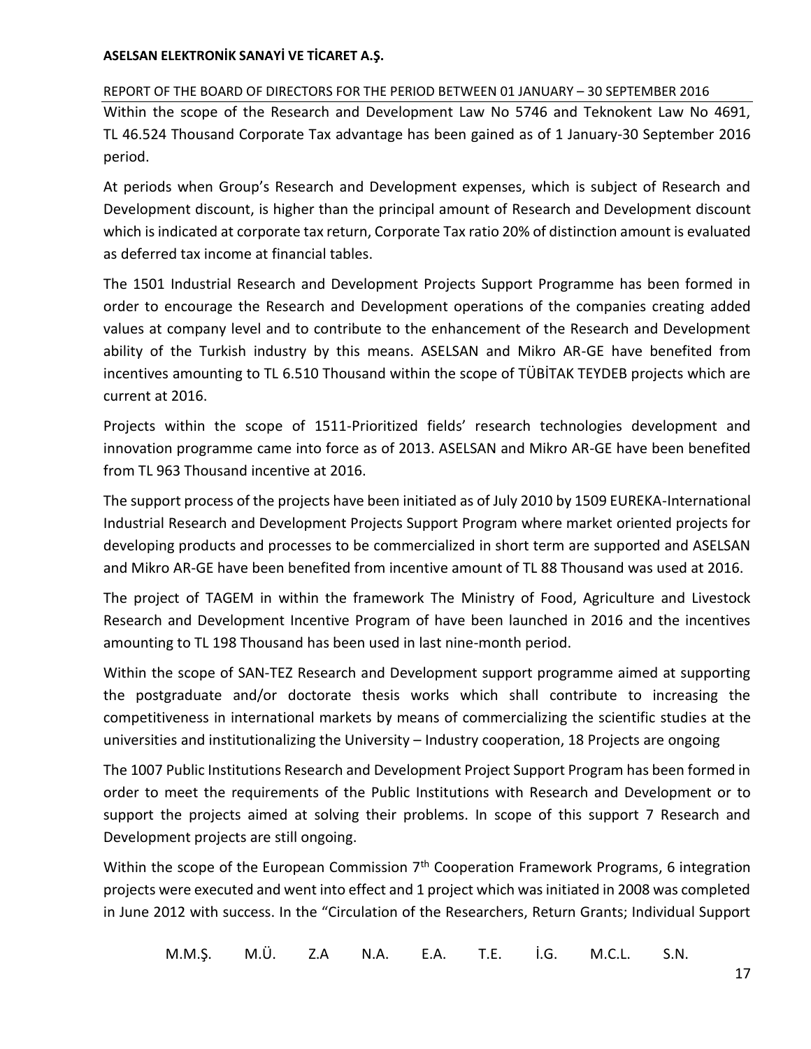Within the scope of the Research and Development Law No 5746 and Teknokent Law No 4691, TL 46.524 Thousand Corporate Tax advantage has been gained as of 1 January-30 September 2016 period.

At periods when Group's Research and Development expenses, which is subject of Research and Development discount, is higher than the principal amount of Research and Development discount which is indicated at corporate tax return, Corporate Tax ratio 20% of distinction amount is evaluated as deferred tax income at financial tables.

The 1501 Industrial Research and Development Projects Support Programme has been formed in order to encourage the Research and Development operations of the companies creating added values at company level and to contribute to the enhancement of the Research and Development ability of the Turkish industry by this means. ASELSAN and Mikro AR-GE have benefited from incentives amounting to TL 6.510 Thousand within the scope of TÜBİTAK TEYDEB projects which are current at 2016.

Projects within the scope of 1511-Prioritized fields' research technologies development and innovation programme came into force as of 2013. ASELSAN and Mikro AR-GE have been benefited from TL 963 Thousand incentive at 2016.

The support process of the projects have been initiated as of July 2010 by 1509 EUREKA-International Industrial Research and Development Projects Support Program where market oriented projects for developing products and processes to be commercialized in short term are supported and ASELSAN and Mikro AR-GE have been benefited from incentive amount of TL 88 Thousand was used at 2016.

The project of TAGEM in within the framework The Ministry of Food, Agriculture and Livestock Research and Development Incentive Program of have been launched in 2016 and the incentives amounting to TL 198 Thousand has been used in last nine-month period.

Within the scope of SAN-TEZ Research and Development support programme aimed at supporting the postgraduate and/or doctorate thesis works which shall contribute to increasing the competitiveness in international markets by means of commercializing the scientific studies at the universities and institutionalizing the University – Industry cooperation, 18 Projects are ongoing

The 1007 Public Institutions Research and Development Project Support Program has been formed in order to meet the requirements of the Public Institutions with Research and Development or to support the projects aimed at solving their problems. In scope of this support 7 Research and Development projects are still ongoing.

Within the scope of the European Commission 7th Cooperation Framework Programs, 6 integration projects were executed and went into effect and 1 project which was initiated in 2008 was completed in June 2012 with success. In the "Circulation of the Researchers, Return Grants; Individual Support

M.M.Ş. M.Ü. Z.A N.A. E.A. T.E. İ.G. M.C.L. S.N.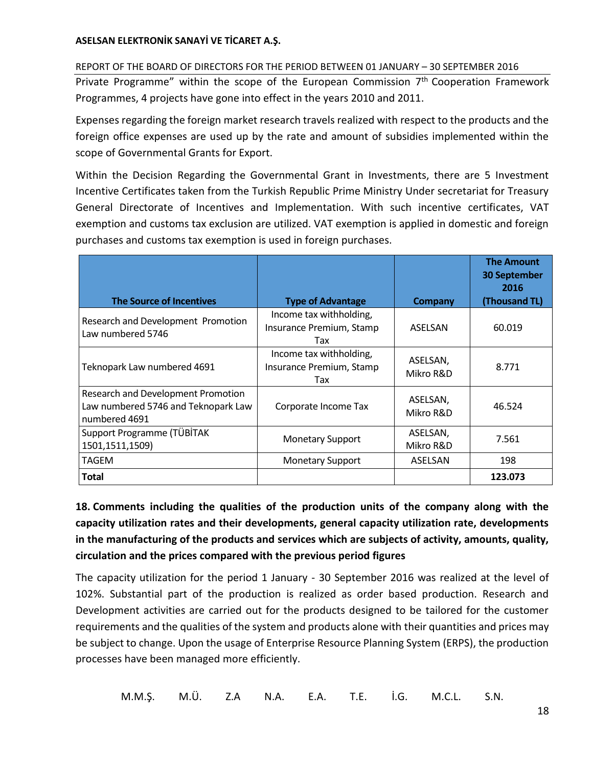Private Programme" within the scope of the European Commission 7th Cooperation Framework Programmes, 4 projects have gone into effect in the years 2010 and 2011.

Expenses regarding the foreign market research travels realized with respect to the products and the foreign office expenses are used up by the rate and amount of subsidies implemented within the scope of Governmental Grants for Export.

Within the Decision Regarding the Governmental Grant in Investments, there are 5 Investment Incentive Certificates taken from the Turkish Republic Prime Ministry Under secretariat for Treasury General Directorate of Incentives and Implementation. With such incentive certificates, VAT exemption and customs tax exclusion are utilized. VAT exemption is applied in domestic and foreign purchases and customs tax exemption is used in foreign purchases.

| The Source of Incentives | Type of Advantage | Company | The Amount 30 September 2016 (Thousand TL) |
|---|---|---|---|
| Research and Development Promotion Law numbered 5746 | Income tax withholding, Insurance Premium, Stamp Tax | ASELSAN | 60.019 |
| Teknopark Law numbered 4691 | Income tax withholding, Insurance Premium, Stamp Tax | ASELSAN, Mikro R&D | 8.771 |
| Research and Development Promotion Law numbered 5746 and Teknopark Law numbered 4691 | Corporate Income Tax | ASELSAN, Mikro R&D | 46.524 |
| Support Programme (TÜBİTAK 1501,1511,1509) | Monetary Support | ASELSAN, Mikro R&D | 7.561 |
| TAGEM | Monetary Support | ASELSAN | 198 |
| **Total** | | | **123.073** |

**18. Comments including the qualities of the production units of the company along with the capacity utilization rates and their developments, general capacity utilization rate, developments in the manufacturing of the products and services which are subjects of activity, amounts, quality, circulation and the prices compared with the previous period figures**

The capacity utilization for the period 1 January - 30 September 2016 was realized at the level of 102%. Substantial part of the production is realized as order based production. Research and Development activities are carried out for the products designed to be tailored for the customer requirements and the qualities of the system and products alone with their quantities and prices may be subject to change. Upon the usage of Enterprise Resource Planning System (ERPS), the production processes have been managed more efficiently.

M.M.Ş. M.Ü. Z.A N.A. E.A. T.E. İ.G. M.C.L. S.N.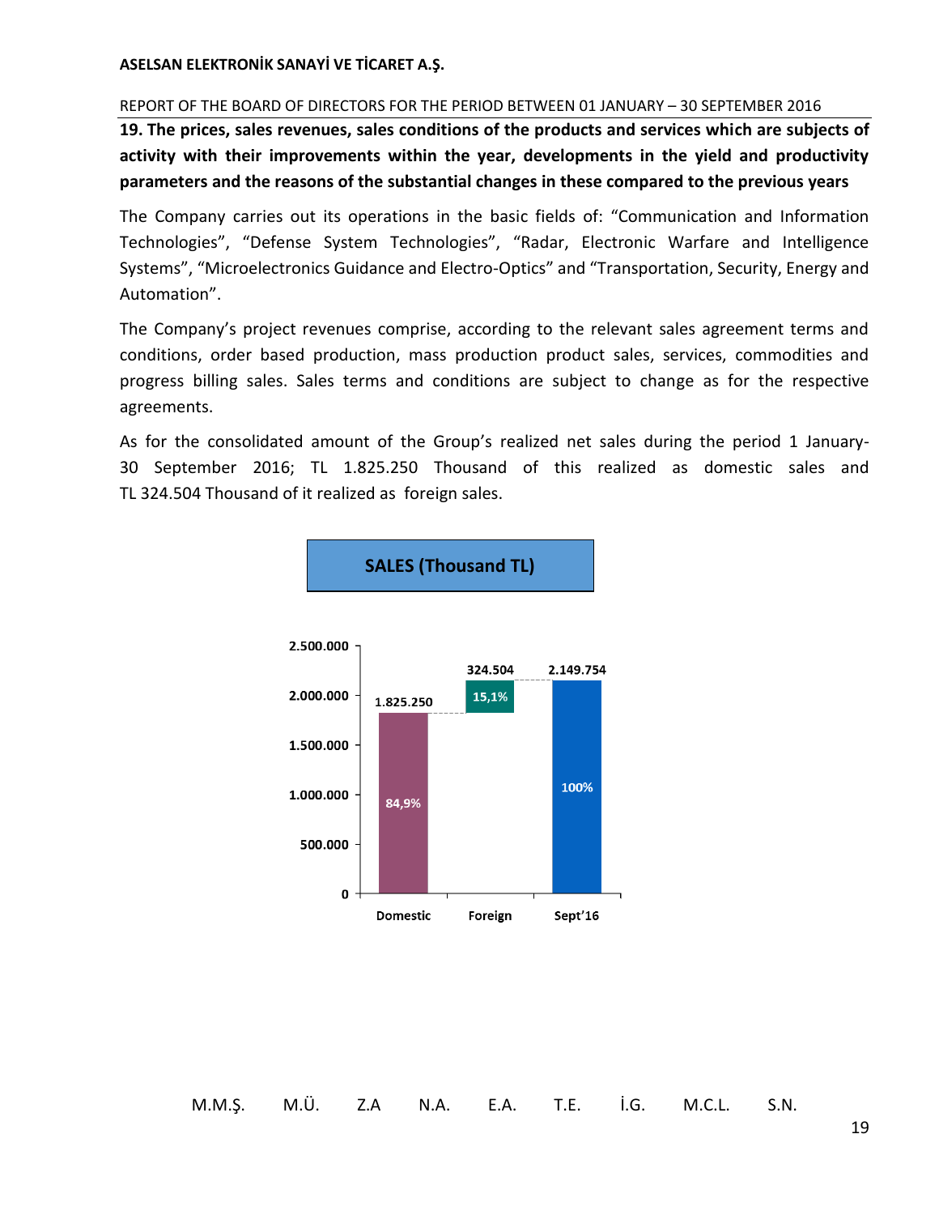## 19. The prices, sales revenues, sales conditions of the products and services which are subjects of activity with their improvements within the year, developments in the yield and productivity parameters and the reasons of the substantial changes in these compared to the previous years

The Company carries out its operations in the basic fields of: "Communication and Information Technologies", "Defense System Technologies", "Radar, Electronic Warfare and Intelligence Systems", "Microelectronics Guidance and Electro-Optics" and "Transportation, Security, Energy and Automation".

The Company's project revenues comprise, according to the relevant sales agreement terms and conditions, order based production, mass production product sales, services, commodities and progress billing sales. Sales terms and conditions are subject to change as for the respective agreements.

As for the consolidated amount of the Group's realized net sales during the period 1 January-30 September 2016; TL 1.825.250 Thousand of this realized as domestic sales and TL 324.504 Thousand of it realized as foreign sales.

**SALES (Thousand TL)**

| | Domestic | Foreign | Sept'16 |
|---|---|---|---|
| Amount | 1.825.250 | 324.504 | 2.149.754 |
| Share | 84,9% | 15,1% | 100% |

M.M.Ş. M.Ü. Z.A N.A. E.A. T.E. İ.G. M.C.L. S.N.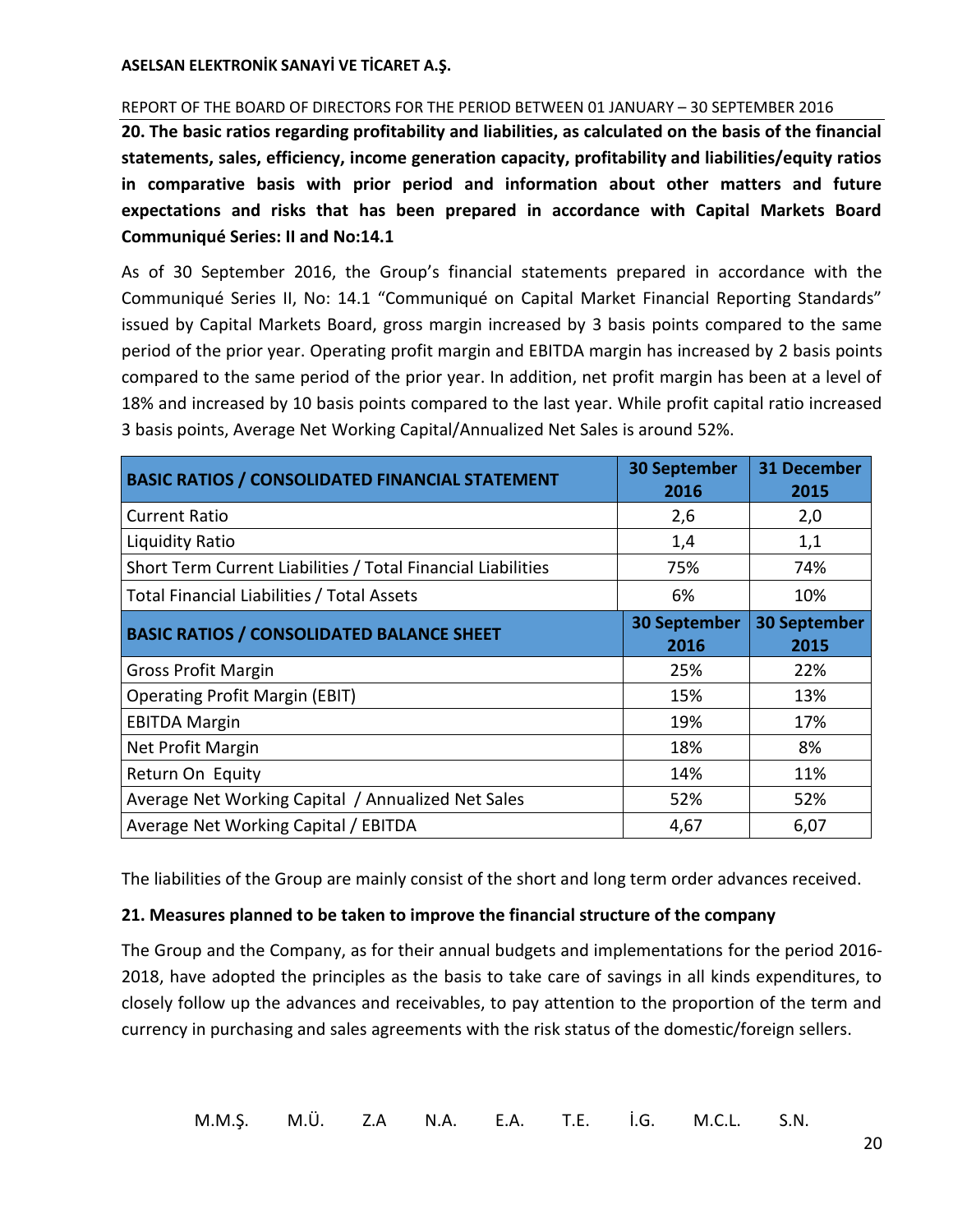**20. The basic ratios regarding profitability and liabilities, as calculated on the basis of the financial statements, sales, efficiency, income generation capacity, profitability and liabilities/equity ratios in comparative basis with prior period and information about other matters and future expectations and risks that has been prepared in accordance with Capital Markets Board Communiqué Series: II and No:14.1**

As of 30 September 2016, the Group's financial statements prepared in accordance with the Communiqué Series II, No: 14.1 "Communiqué on Capital Market Financial Reporting Standards" issued by Capital Markets Board, gross margin increased by 3 basis points compared to the same period of the prior year. Operating profit margin and EBITDA margin has increased by 2 basis points compared to the same period of the prior year. In addition, net profit margin has been at a level of 18% and increased by 10 basis points compared to the last year. While profit capital ratio increased 3 basis points, Average Net Working Capital/Annualized Net Sales is around 52%.

| BASIC RATIOS / CONSOLIDATED FINANCIAL STATEMENT | 30 September 2016 | 31 December 2015 |
|---|---|---|
| Current Ratio | 2,6 | 2,0 |
| Liquidity Ratio | 1,4 | 1,1 |
| Short Term Current Liabilities / Total Financial Liabilities | 75% | 74% |
| Total Financial Liabilities / Total Assets | 6% | 10% |
| **BASIC RATIOS / CONSOLIDATED BALANCE SHEET** | **30 September 2016** | **30 September 2015** |
| Gross Profit Margin | 25% | 22% |
| Operating Profit Margin (EBIT) | 15% | 13% |
| EBITDA Margin | 19% | 17% |
| Net Profit Margin | 18% | 8% |
| Return On Equity | 14% | 11% |
| Average Net Working Capital / Annualized Net Sales | 52% | 52% |
| Average Net Working Capital / EBITDA | 4,67 | 6,07 |

The liabilities of the Group are mainly consist of the short and long term order advances received.

**21. Measures planned to be taken to improve the financial structure of the company**

The Group and the Company, as for their annual budgets and implementations for the period 2016-2018, have adopted the principles as the basis to take care of savings in all kinds expenditures, to closely follow up the advances and receivables, to pay attention to the proportion of the term and currency in purchasing and sales agreements with the risk status of the domestic/foreign sellers.

M.M.Ş. M.Ü. Z.A N.A. E.A. T.E. İ.G. M.C.L. S.N.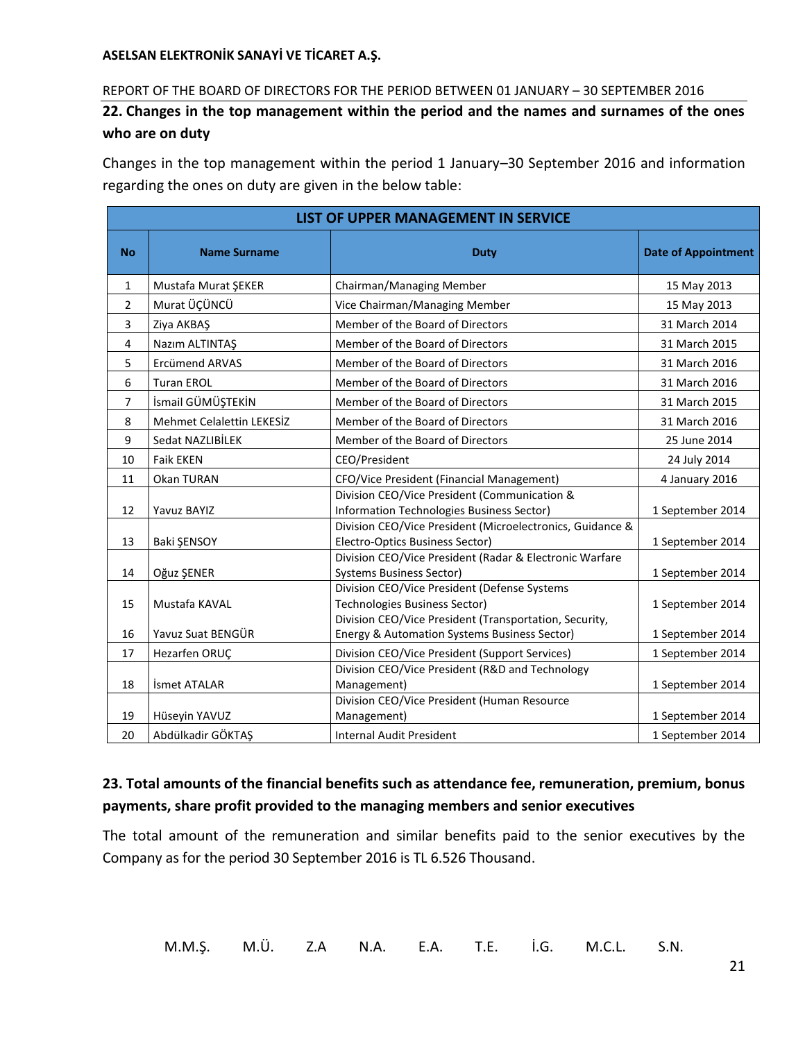## 22. Changes in the top management within the period and the names and surnames of the ones who are on duty

Changes in the top management within the period 1 January–30 September 2016 and information regarding the ones on duty are given in the below table:

| LIST OF UPPER MANAGEMENT IN SERVICE | | | |
|---|---|---|---|
| **No** | **Name Surname** | **Duty** | **Date of Appointment** |
| 1 | Mustafa Murat ŞEKER | Chairman/Managing Member | 15 May 2013 |
| 2 | Murat ÜÇÜNCÜ | Vice Chairman/Managing Member | 15 May 2013 |
| 3 | Ziya AKBAŞ | Member of the Board of Directors | 31 March 2014 |
| 4 | Nazım ALTINTAŞ | Member of the Board of Directors | 31 March 2015 |
| 5 | Ercümend ARVAS | Member of the Board of Directors | 31 March 2016 |
| 6 | Turan EROL | Member of the Board of Directors | 31 March 2016 |
| 7 | İsmail GÜMÜŞTEKİN | Member of the Board of Directors | 31 March 2015 |
| 8 | Mehmet Celalettin LEKESİZ | Member of the Board of Directors | 31 March 2016 |
| 9 | Sedat NAZLIBİLEK | Member of the Board of Directors | 25 June 2014 |
| 10 | Faik EKEN | CEO/President | 24 July 2014 |
| 11 | Okan TURAN | CFO/Vice President (Financial Management) | 4 January 2016 |
| 12 | Yavuz BAYIZ | Division CEO/Vice President (Communication & Information Technologies Business Sector) | 1 September 2014 |
| 13 | Baki ŞENSOY | Division CEO/Vice President (Microelectronics, Guidance & Electro-Optics Business Sector) | 1 September 2014 |
| 14 | Oğuz ŞENER | Division CEO/Vice President (Radar & Electronic Warfare Systems Business Sector) | 1 September 2014 |
| 15 | Mustafa KAVAL | Division CEO/Vice President (Defense Systems Technologies Business Sector) | 1 September 2014 |
| 16 | Yavuz Suat BENGÜR | Division CEO/Vice President (Transportation, Security, Energy & Automation Systems Business Sector) | 1 September 2014 |
| 17 | Hezarfen ORUÇ | Division CEO/Vice President (Support Services) | 1 September 2014 |
| 18 | İsmet ATALAR | Division CEO/Vice President (R&D and Technology Management) | 1 September 2014 |
| 19 | Hüseyin YAVUZ | Division CEO/Vice President (Human Resource Management) | 1 September 2014 |
| 20 | Abdülkadir GÖKTAŞ | Internal Audit President | 1 September 2014 |

## 23. Total amounts of the financial benefits such as attendance fee, remuneration, premium, bonus payments, share profit provided to the managing members and senior executives

The total amount of the remuneration and similar benefits paid to the senior executives by the Company as for the period 30 September 2016 is TL 6.526 Thousand.

M.M.Ş. M.Ü. Z.A N.A. E.A. T.E. İ.G. M.C.L. S.N.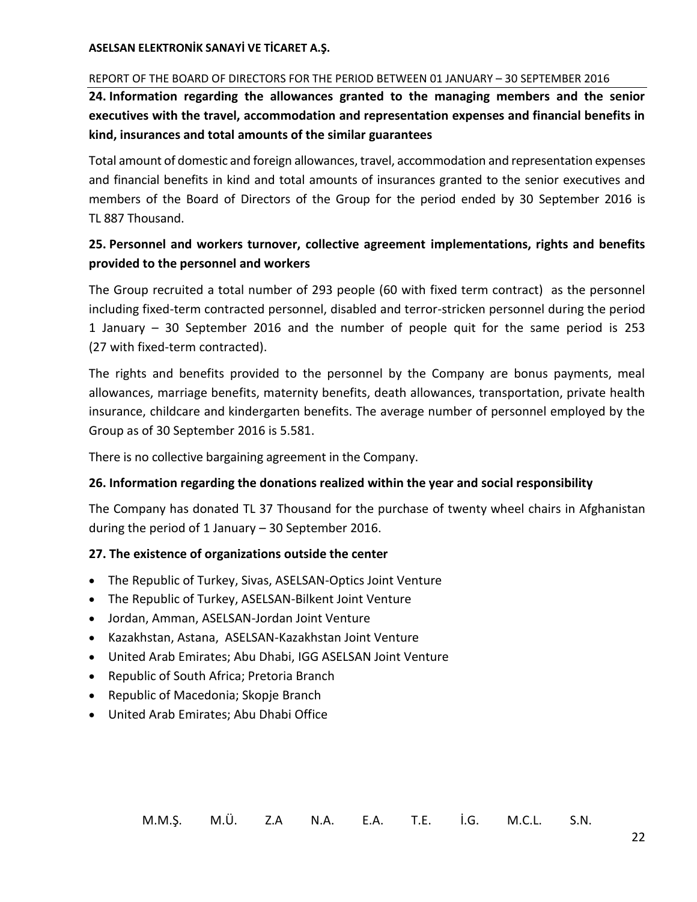## 24. Information regarding the allowances granted to the managing members and the senior executives with the travel, accommodation and representation expenses and financial benefits in kind, insurances and total amounts of the similar guarantees

Total amount of domestic and foreign allowances, travel, accommodation and representation expenses and financial benefits in kind and total amounts of insurances granted to the senior executives and members of the Board of Directors of the Group for the period ended by 30 September 2016 is TL 887 Thousand.

## 25. Personnel and workers turnover, collective agreement implementations, rights and benefits provided to the personnel and workers

The Group recruited a total number of 293 people (60 with fixed term contract) as the personnel including fixed-term contracted personnel, disabled and terror-stricken personnel during the period 1 January – 30 September 2016 and the number of people quit for the same period is 253 (27 with fixed-term contracted).

The rights and benefits provided to the personnel by the Company are bonus payments, meal allowances, marriage benefits, maternity benefits, death allowances, transportation, private health insurance, childcare and kindergarten benefits. The average number of personnel employed by the Group as of 30 September 2016 is 5.581.

There is no collective bargaining agreement in the Company.

## 26. Information regarding the donations realized within the year and social responsibility

The Company has donated TL 37 Thousand for the purchase of twenty wheel chairs in Afghanistan during the period of 1 January – 30 September 2016.

## 27. The existence of organizations outside the center

- The Republic of Turkey, Sivas, ASELSAN-Optics Joint Venture
- The Republic of Turkey, ASELSAN-Bilkent Joint Venture
- Jordan, Amman, ASELSAN-Jordan Joint Venture
- Kazakhstan, Astana, ASELSAN-Kazakhstan Joint Venture
- United Arab Emirates; Abu Dhabi, IGG ASELSAN Joint Venture
- Republic of South Africa; Pretoria Branch
- Republic of Macedonia; Skopje Branch
- United Arab Emirates; Abu Dhabi Office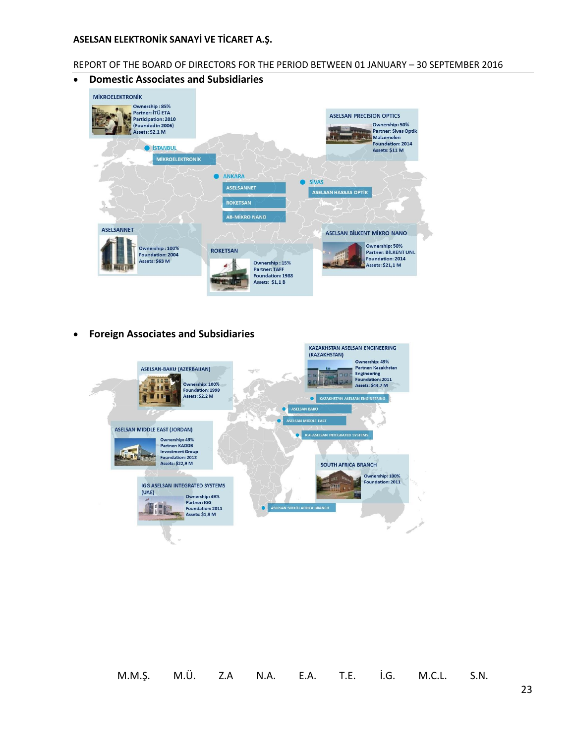- **Domestic Associates and Subsidiaries**

**MİKROELEKTRONİK**
Ownership : 85%
Partner: İTÜ ETA
Participation: 2010
(Founded in 2006)
Assets: $2,1 M

**ASELSAN PRECISION OPTICS**
Ownership: 50%
Partner: Sivas Optik Malzemeleri
Foundation: 2014
Assets: $11 M

İSTANBUL
- MİKROELEKTRONİK

ANKARA
- ASELSANNET
- ROKETSAN
- AB-MİKRO NANO

SİVAS
- ASELSAN HASSAS OPTİK

**ASELSANNET**
Ownership : 100%
Foundation: 2004
Assets: $63 M

**ROKETSAN**
Ownership : 15%
Partner: TAFF
Foundation: 1988
Assets: $1,1 B

**ASELSAN BİLKENT MİKRO NANO**
Ownership: 50%
Partner: BİLKENT UNI.
Foundation: 2014
Assets: $21,1 M

- **Foreign Associates and Subsidiaries**

**KAZAKHSTAN ASELSAN ENGINEERING (KAZAKHSTAN)**
Ownership: 49%
Partner: Kazakhstan Engineering
Foundation: 2011
Assets: $44,7 M

**ASELSAN-BAKU (AZERBAIJAN)**
Ownership: 100%
Foundation: 1998
Assets: $2,2 M

- KAZAKHSTAN ASELSAN ENGINEERING
- ASELSAN BAKÜ
- ASELSAN MIDDLE EAST
- IGG ASELSAN INTEGRATED SYSTEMS
- ASELSAN SOUTH AFRICA BRANCH

**ASELSAN MIDDLE EAST (JORDAN)**
Ownership: 49%
Partner: KADDB Investment Group
Foundation: 2012
Assets: $22,9 M

**SOUTH AFRICA BRANCH**
Ownership: 100%
Foundation: 2011

**IGG ASELSAN INTEGRATED SYSTEMS (UAE)**
Ownership: 49%
Partner: IGG
Foundation: 2011
Assets: $1,9 M

M.M.Ş. M.Ü. Z.A N.A. E.A. T.E. İ.G. M.C.L. S.N.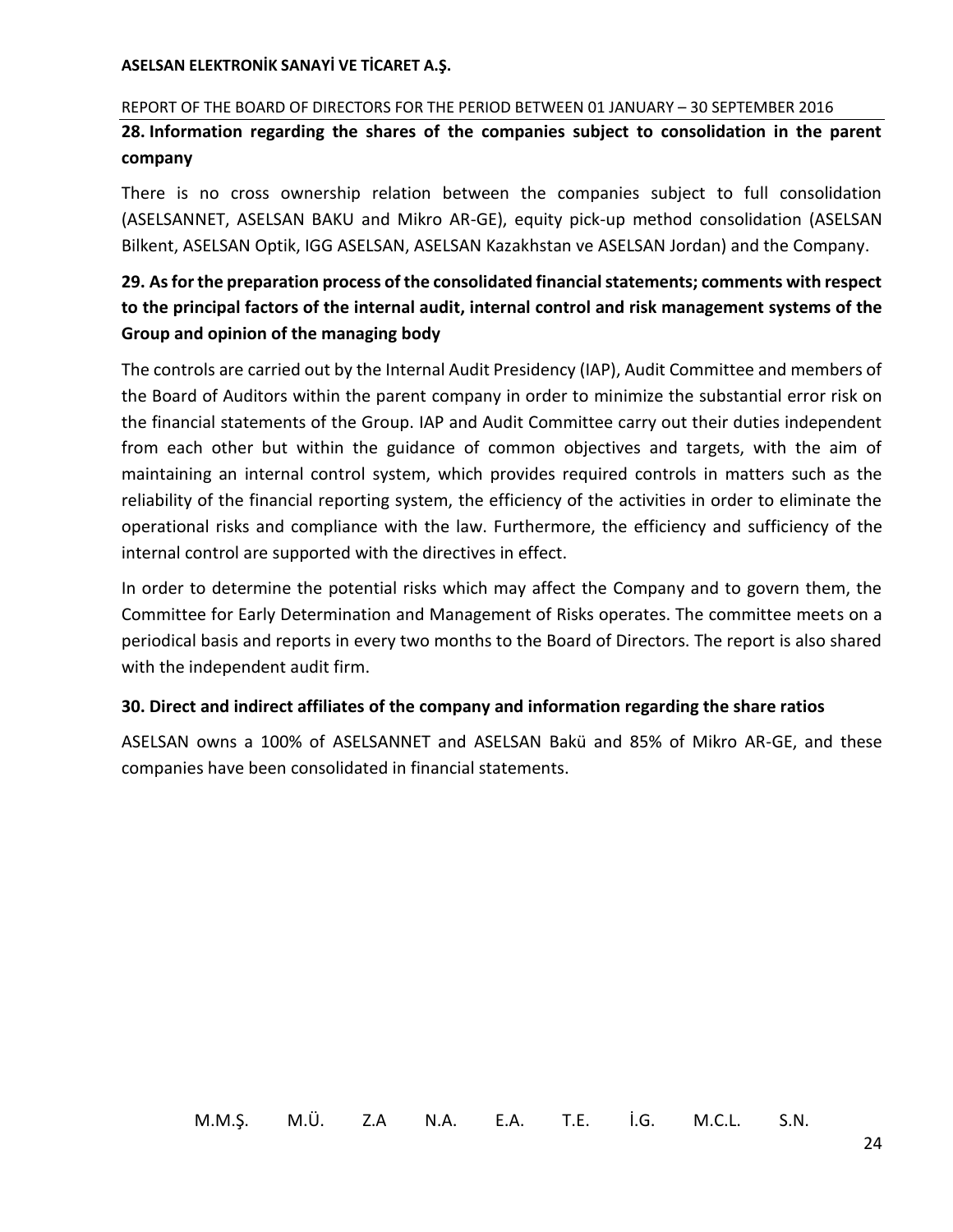## 28. Information regarding the shares of the companies subject to consolidation in the parent company

There is no cross ownership relation between the companies subject to full consolidation (ASELSANNET, ASELSAN BAKU and Mikro AR-GE), equity pick-up method consolidation (ASELSAN Bilkent, ASELSAN Optik, IGG ASELSAN, ASELSAN Kazakhstan ve ASELSAN Jordan) and the Company.

## 29. As for the preparation process of the consolidated financial statements; comments with respect to the principal factors of the internal audit, internal control and risk management systems of the Group and opinion of the managing body

The controls are carried out by the Internal Audit Presidency (IAP), Audit Committee and members of the Board of Auditors within the parent company in order to minimize the substantial error risk on the financial statements of the Group. IAP and Audit Committee carry out their duties independent from each other but within the guidance of common objectives and targets, with the aim of maintaining an internal control system, which provides required controls in matters such as the reliability of the financial reporting system, the efficiency of the activities in order to eliminate the operational risks and compliance with the law. Furthermore, the efficiency and sufficiency of the internal control are supported with the directives in effect.

In order to determine the potential risks which may affect the Company and to govern them, the Committee for Early Determination and Management of Risks operates. The committee meets on a periodical basis and reports in every two months to the Board of Directors. The report is also shared with the independent audit firm.

## 30. Direct and indirect affiliates of the company and information regarding the share ratios

ASELSAN owns a 100% of ASELSANNET and ASELSAN Bakü and 85% of Mikro AR-GE, and these companies have been consolidated in financial statements.

M.M.Ş. M.Ü. Z.A N.A. E.A. T.E. İ.G. M.C.L. S.N.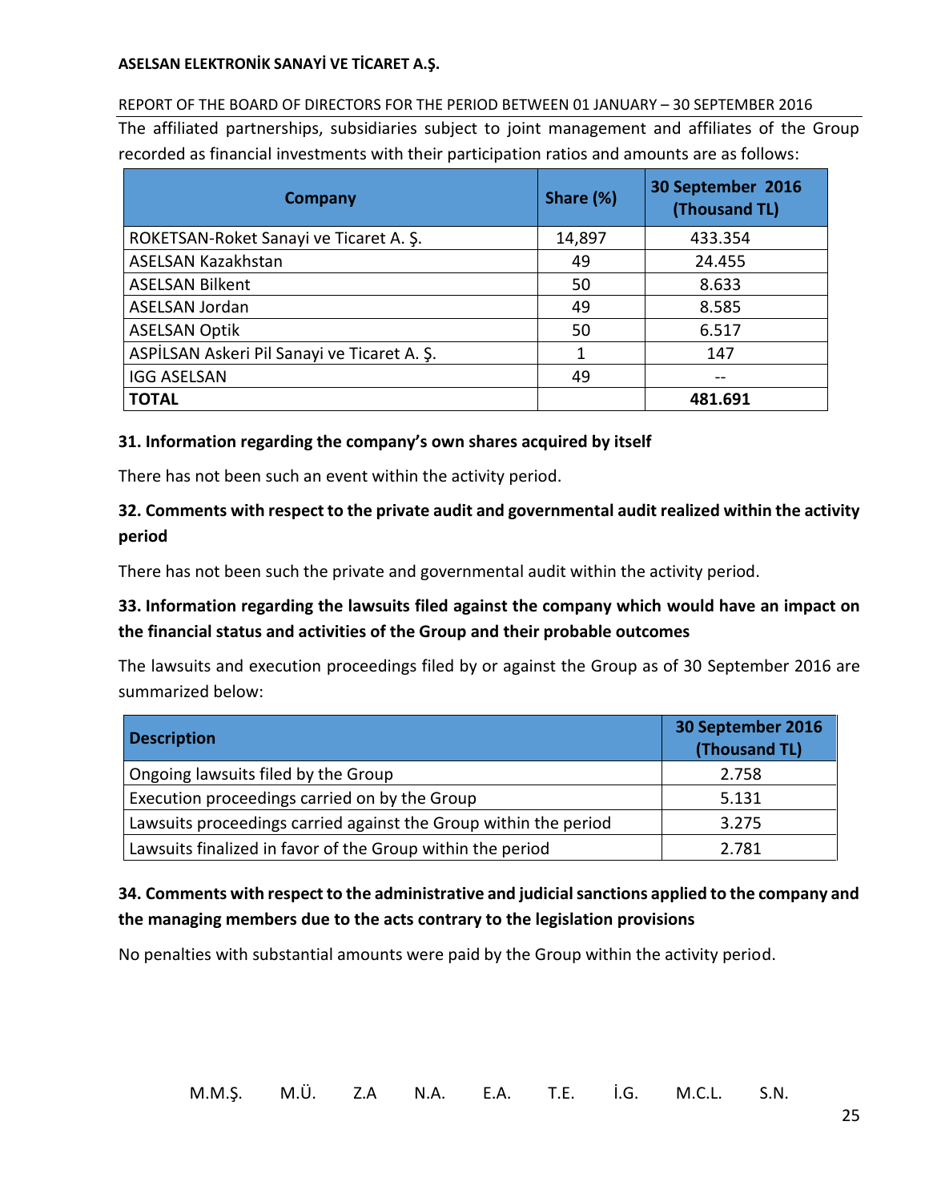The affiliated partnerships, subsidiaries subject to joint management and affiliates of the Group recorded as financial investments with their participation ratios and amounts are as follows:

| Company | Share (%) | 30 September 2016 (Thousand TL) |
| --- | --- | --- |
| ROKETSAN-Roket Sanayi ve Ticaret A. Ş. | 14,897 | 433.354 |
| ASELSAN Kazakhstan | 49 | 24.455 |
| ASELSAN Bilkent | 50 | 8.633 |
| ASELSAN Jordan | 49 | 8.585 |
| ASELSAN Optik | 50 | 6.517 |
| ASPİLSAN Askeri Pil Sanayi ve Ticaret A. Ş. | 1 | 147 |
| IGG ASELSAN | 49 | -- |
| **TOTAL** | | **481.691** |

### 31. Information regarding the company's own shares acquired by itself

There has not been such an event within the activity period.

### 32. Comments with respect to the private audit and governmental audit realized within the activity period

There has not been such the private and governmental audit within the activity period.

### 33. Information regarding the lawsuits filed against the company which would have an impact on the financial status and activities of the Group and their probable outcomes

The lawsuits and execution proceedings filed by or against the Group as of 30 September 2016 are summarized below:

| Description | 30 September 2016 (Thousand TL) |
| --- | --- |
| Ongoing lawsuits filed by the Group | 2.758 |
| Execution proceedings carried on by the Group | 5.131 |
| Lawsuits proceedings carried against the Group within the period | 3.275 |
| Lawsuits finalized in favor of the Group within the period | 2.781 |

### 34. Comments with respect to the administrative and judicial sanctions applied to the company and the managing members due to the acts contrary to the legislation provisions

No penalties with substantial amounts were paid by the Group within the activity period.

M.M.Ş. M.Ü. Z.A N.A. E.A. T.E. İ.G. M.C.L. S.N.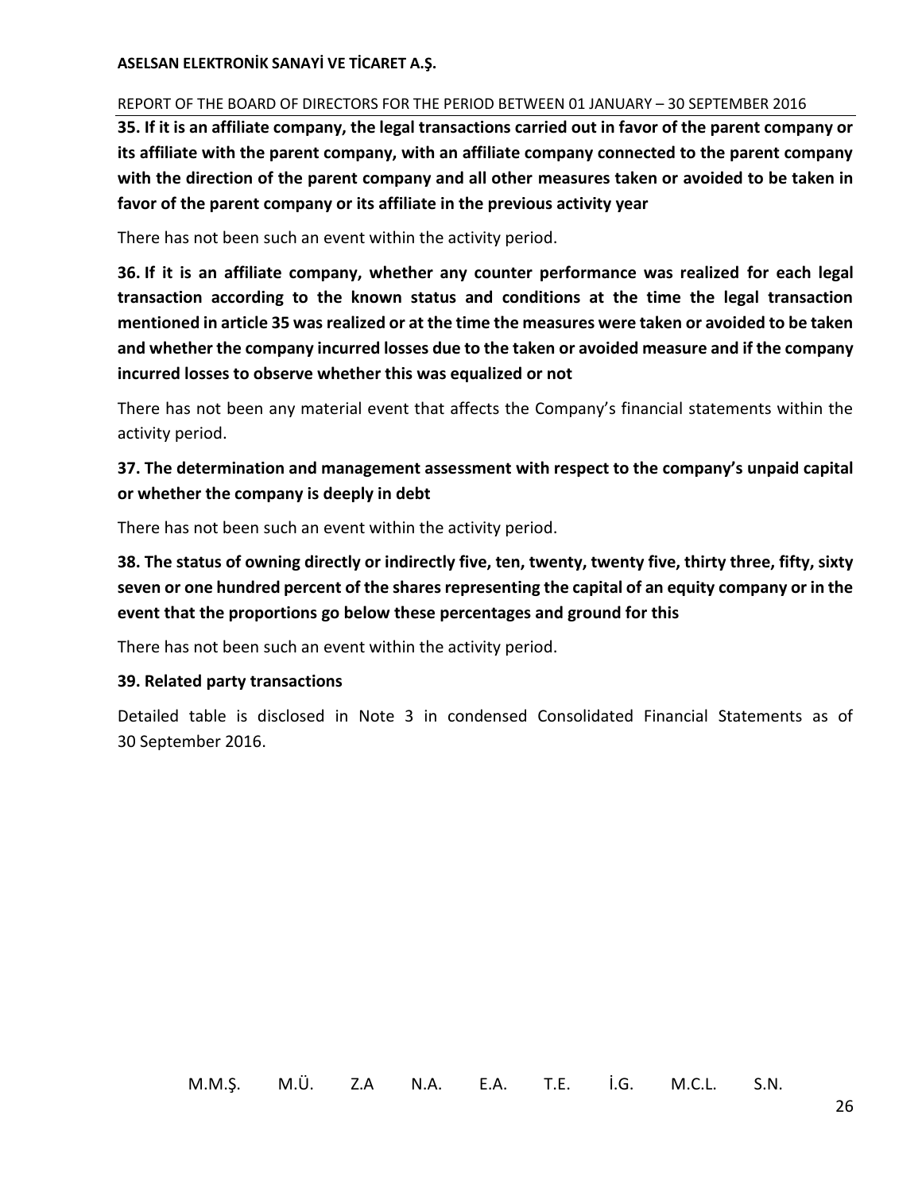**35. If it is an affiliate company, the legal transactions carried out in favor of the parent company or its affiliate with the parent company, with an affiliate company connected to the parent company with the direction of the parent company and all other measures taken or avoided to be taken in favor of the parent company or its affiliate in the previous activity year**

There has not been such an event within the activity period.

**36. If it is an affiliate company, whether any counter performance was realized for each legal transaction according to the known status and conditions at the time the legal transaction mentioned in article 35 was realized or at the time the measures were taken or avoided to be taken and whether the company incurred losses due to the taken or avoided measure and if the company incurred losses to observe whether this was equalized or not**

There has not been any material event that affects the Company's financial statements within the activity period.

**37. The determination and management assessment with respect to the company's unpaid capital or whether the company is deeply in debt**

There has not been such an event within the activity period.

**38. The status of owning directly or indirectly five, ten, twenty, twenty five, thirty three, fifty, sixty seven or one hundred percent of the shares representing the capital of an equity company or in the event that the proportions go below these percentages and ground for this**

There has not been such an event within the activity period.

**39. Related party transactions**

Detailed table is disclosed in Note 3 in condensed Consolidated Financial Statements as of 30 September 2016.

M.M.Ş. M.Ü. Z.A N.A. E.A. T.E. İ.G. M.C.L. S.N.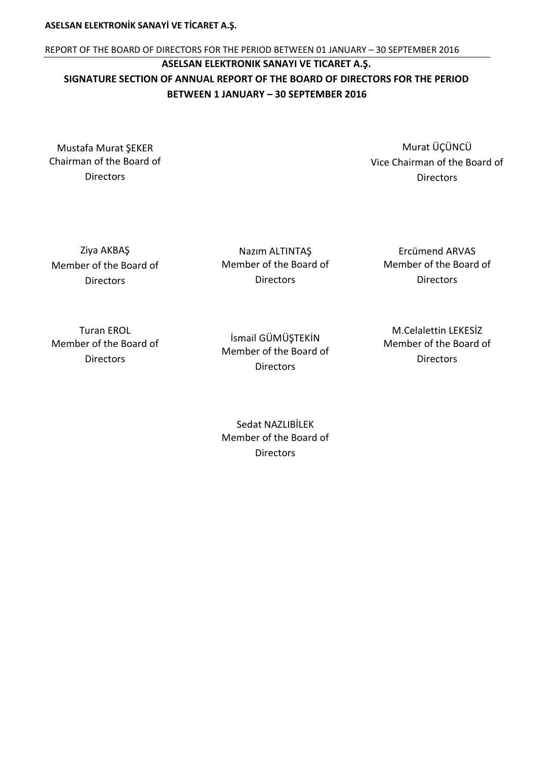**ASELSAN ELEKTRONIK SANAYI VE TICARET A.Ş.**

**SIGNATURE SECTION OF ANNUAL REPORT OF THE BOARD OF DIRECTORS FOR THE PERIOD BETWEEN 1 JANUARY – 30 SEPTEMBER 2016**

Mustafa Murat ŞEKER
Chairman of the Board of Directors

Murat ÜÇÜNCÜ
Vice Chairman of the Board of Directors

Ziya AKBAŞ
Member of the Board of Directors

Nazım ALTINTAŞ
Member of the Board of Directors

Ercümend ARVAS
Member of the Board of Directors

Turan EROL
Member of the Board of Directors

İsmail GÜMÜŞTEKİN
Member of the Board of Directors

M.Celalettin LEKESİZ
Member of the Board of Directors

Sedat NAZLIBİLEK
Member of the Board of Directors